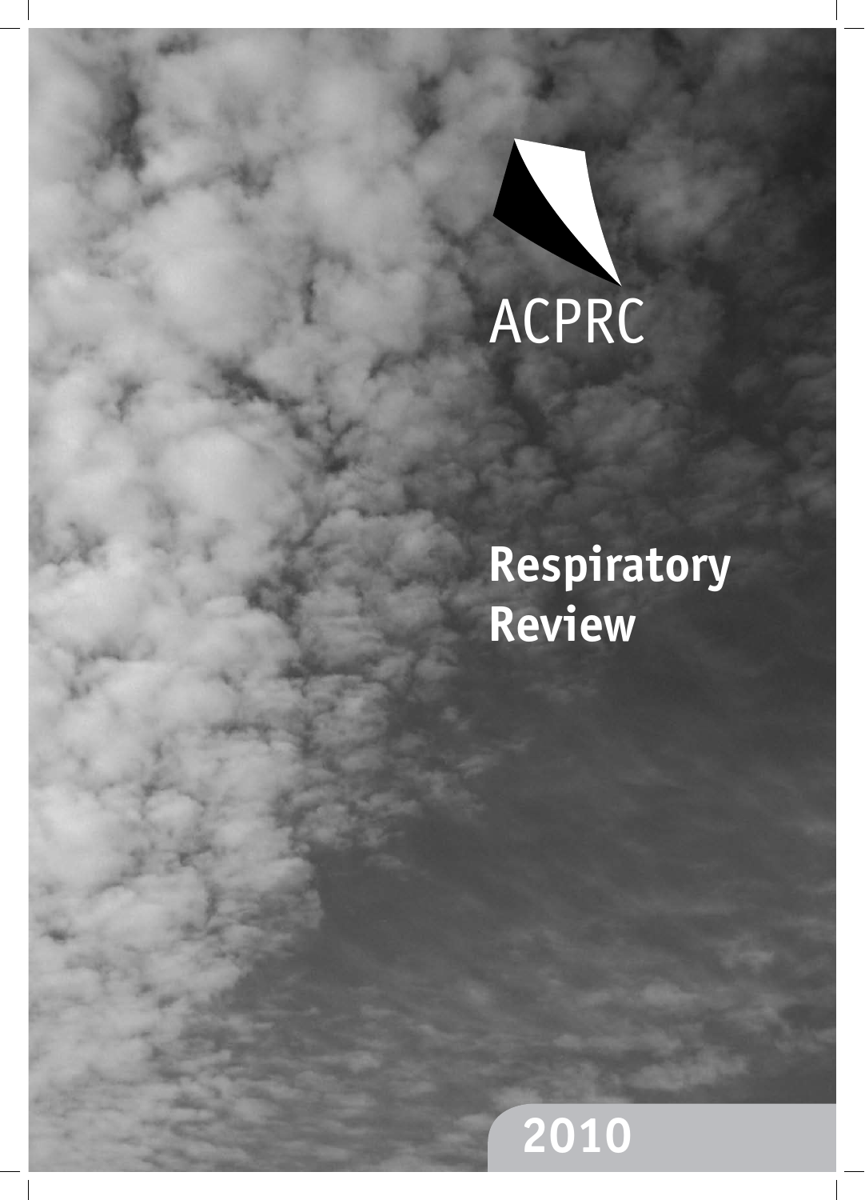ACPRC

# Respiratory Review

2010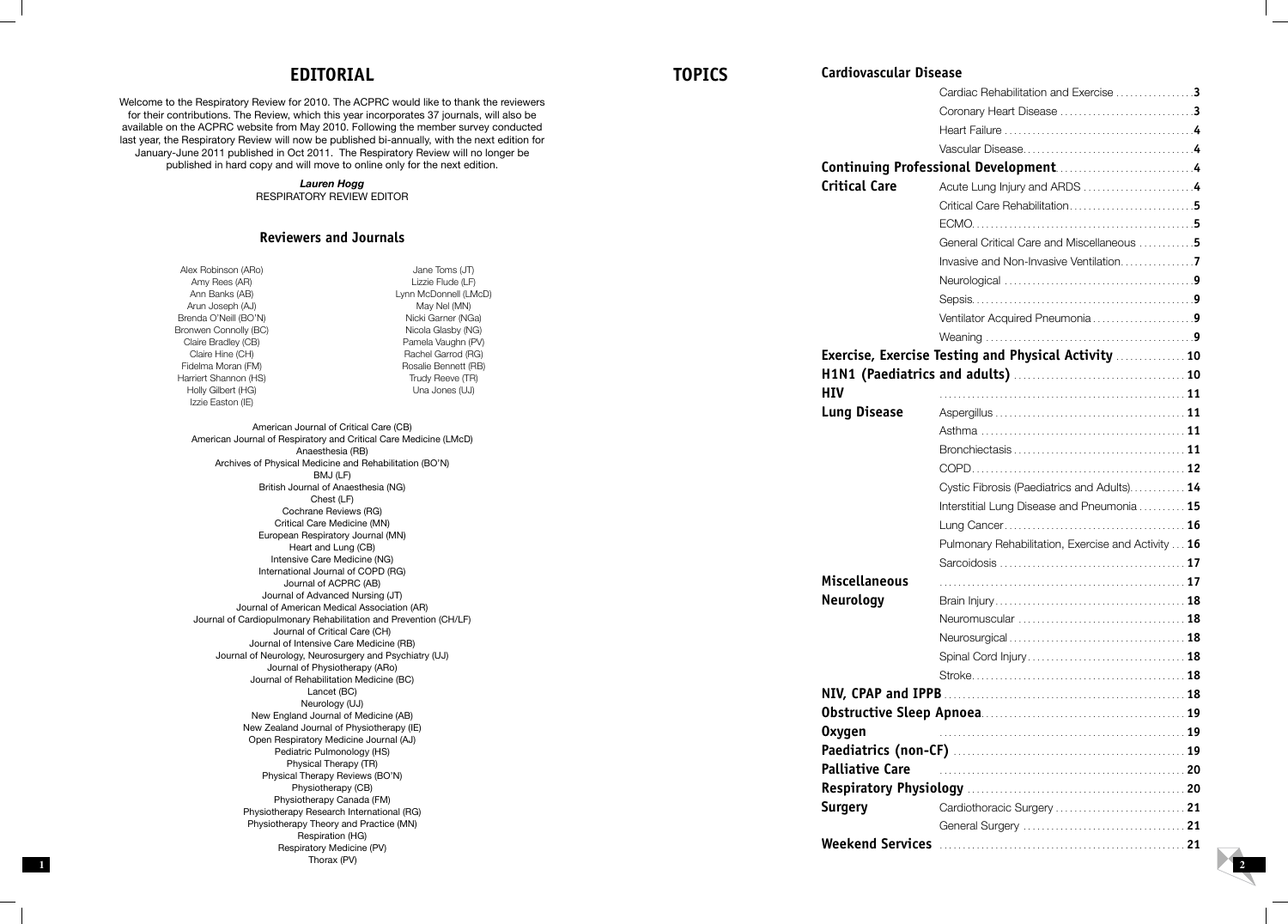# EDITORIAL

Welcome to the Respiratory Review for 2010. The ACPRC would like to thank the reviewers for their contributions. The Review, which this year incorporates 37 journals, will also be available on the ACPRC website from May 2010. Following the member survey conducted last year, the Respiratory Review will now be published bi-annually, with the next edition for January-June 2011 published in Oct 2011. The Respiratory Review will no longer be published in hard copy and will move to online only for the next edition.

***Lauren Hogg***
RESPIRATORY REVIEW EDITOR

## Reviewers and Journals

Alex Robinson (ARo)
Amy Rees (AR)
Ann Banks (AB)
Arun Joseph (AJ)
Brenda O'Neill (BO'N)
Bronwen Connolly (BC)
Claire Bradley (CB)
Claire Hine (CH)
Fidelma Moran (FM)
Harriert Shannon (HS)
Holly Gilbert (HG)
Izzie Easton (IE)
Jane Toms (JT)
Lizzie Flude (LF)
Lynn McDonnell (LMcD)
May Nel (MN)
Nicki Garner (NGa)
Nicola Glasby (NG)
Pamela Vaughn (PV)
Rachel Garrod (RG)
Rosalie Bennett (RB)
Trudy Reeve (TR)
Una Jones (UJ)

American Journal of Critical Care (CB)
American Journal of Respiratory and Critical Care Medicine (LMcD)
Anaesthesia (RB)
Archives of Physical Medicine and Rehabilitation (BO'N)
BMJ (LF)
British Journal of Anaesthesia (NG)
Chest (LF)
Cochrane Reviews (RG)
Critical Care Medicine (MN)
European Respiratory Journal (MN)
Heart and Lung (CB)
Intensive Care Medicine (NG)
International Journal of COPD (RG)
Journal of ACPRC (AB)
Journal of Advanced Nursing (JT)
Journal of American Medical Association (AR)
Journal of Cardiopulmonary Rehabilitation and Prevention (CH/LF)
Journal of Critical Care (CH)
Journal of Intensive Care Medicine (RB)
Journal of Neurology, Neurosurgery and Psychiatry (UJ)
Journal of Physiotherapy (ARo)
Journal of Rehabilitation Medicine (BC)
Lancet (BC)
Neurology (UJ)
New England Journal of Medicine (AB)
New Zealand Journal of Physiotherapy (IE)
Open Respiratory Medicine Journal (AJ)
Pediatric Pulmonology (HS)
Physical Therapy (TR)
Physical Therapy Reviews (BO'N)
Physiotherapy (CB)
Physiotherapy Canada (FM)
Physiotherapy Research International (RG)
Physiotherapy Theory and Practice (MN)
Respiration (HG)
Respiratory Medicine (PV)
Thorax (PV)

# TOPICS

**Cardiovascular Disease**
- Cardiac Rehabilitation and Exercise ... **3**
- Coronary Heart Disease ... **3**
- Heart Failure ... **4**
- Vascular Disease ... **4**

**Continuing Professional Development** ... **4**

**Critical Care**
- Acute Lung Injury and ARDS ... **4**
- Critical Care Rehabilitation ... **5**
- ECMO ... **5**
- General Critical Care and Miscellaneous ... **5**
- Invasive and Non-Invasive Ventilation ... **7**
- Neurological ... **9**
- Sepsis ... **9**
- Ventilator Acquired Pneumonia ... **9**
- Weaning ... **9**

**Exercise, Exercise Testing and Physical Activity** ... **10**

**H1N1 (Paediatrics and adults)** ... **10**

**HIV** ... **11**

**Lung Disease**
- Aspergillus ... **11**
- Asthma ... **11**
- Bronchiectasis ... **11**
- COPD ... **12**
- Cystic Fibrosis (Paediatrics and Adults) ... **14**
- Interstitial Lung Disease and Pneumonia ... **15**
- Lung Cancer ... **16**
- Pulmonary Rehabilitation, Exercise and Activity ... **16**
- Sarcoidosis ... **17**

**Miscellaneous** ... **17**

**Neurology**
- Brain Injury ... **18**
- Neuromuscular ... **18**
- Neurosurgical ... **18**
- Spinal Cord Injury ... **18**
- Stroke ... **18**

**NIV, CPAP and IPPB** ... **18**

**Obstructive Sleep Apnoea** ... **19**

**Oxygen** ... **19**

**Paediatrics (non-CF)** ... **19**

**Palliative Care** ... **20**

**Respiratory Physiology** ... **20**

**Surgery**
- Cardiothoracic Surgery ... **21**
- General Surgery ... **21**

**Weekend Services** ... **21**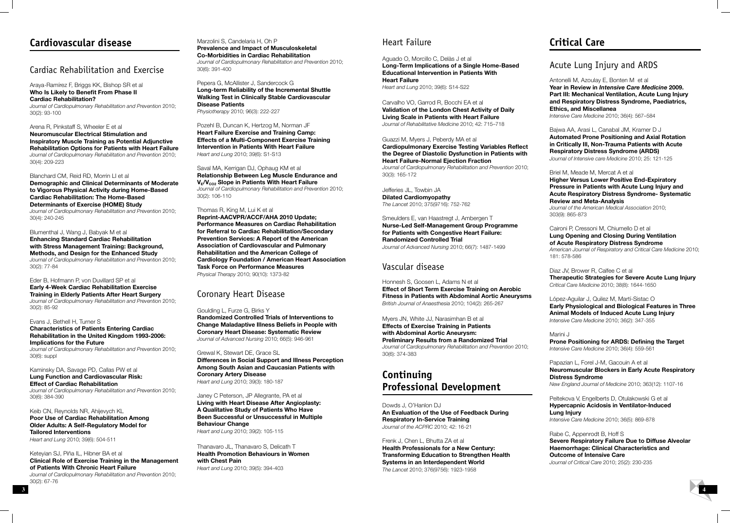# Cardiovascular disease

## Cardiac Rehabilitation and Exercise

Araya-Ramírez F, Briggs KK, Bishop SR et al
**Who Is Likely to Benefit From Phase II Cardiac Rehabilitation?**
*Journal of Cardiopulmonary Rehabilitation and Prevention* 2010; 30(2): 93-100

Arena R, Pinkstaff S, Wheeler E et al
**Neuromuscular Electrical Stimulation and Inspiratory Muscle Training as Potential Adjunctive Rehabilitation Options for Patients with Heart Failure**
*Journal of Cardiopulmonary Rehabilitation and Prevention* 2010; 30(4): 209-223

Blanchard CM, Reid RD, Morrin LI et al
**Demographic and Clinical Determinants of Moderate to Vigorous Physical Activity during Home-Based Cardiac Rehabilitation: The Home-Based Determinants of Exercise (HOME) Study**
*Journal of Cardiopulmonary Rehabilitation and Prevention* 2010; 30(4): 240-245

Blumenthal J, Wang J, Babyak M et al
**Enhancing Standard Cardiac Rehabilitation with Stress Management Training: Background, Methods, and Design for the Enhanced Study**
*Journal of Cardiopulmonary Rehabilitation and Prevention* 2010; 30(2): 77-84

Eder B, Hofmann P, von Duvillard SP et al
**Early 4-Week Cardiac Rehabilitation Exercise Training in Elderly Patients After Heart Surgery**
*Journal of Cardiopulmonary Rehabilitation and Prevention* 2010; 30(2): 85-92

Evans J, Bethell H, Turner S
**Characteristics of Patients Entering Cardiac Rehabilitation in the United Kingdom 1993-2006: Implications for the Future**
*Journal of Cardiopulmonary Rehabilitation and Prevention* 2010; 30(6): suppl

Kaminsky DA, Savage PD, Callas PW et al
**Lung Function and Cardiovascular Risk: Effect of Cardiac Rehabilitation**
*Journal of Cardiopulmonary Rehabilitation and Prevention* 2010; 30(6): 384-390

Keib CN, Reynolds NR, Ahijevych KL
**Poor Use of Cardiac Rehabilitation Among Older Adults: A Self-Regulatory Model for Tailored Interventions**
*Heart and Lung* 2010; 39(6): 504-511

Keteyian SJ, Piña IL, Hibner BA et al
**Clinical Role of Exercise Training in the Management of Patients With Chronic Heart Failure**
*Journal of Cardiopulmonary Rehabilitation and Prevention* 2010; 30(2): 67-76

Marzolini S, Candelaria H, Oh P
**Prevalence and Impact of Musculoskeletal Co-Morbidities in Cardiac Rehabilitation**
*Journal of Cardiopulmonary Rehabilitation and Prevention* 2010; 30(6): 391-400

Pepera G, McAllister J, Sandercock G
**Long-term Reliability of the Incremental Shuttle Walking Test in Clinically Stable Cardiovascular Disease Patients**
*Physiotherapy* 2010; 96(3): 222-227

Pozehl B, Duncan K, Hertzog M, Norman JF
**Heart Failure Exercise and Training Camp: Effects of a Multi-Component Exercise Training Intervention in Patients With Heart Failure**
*Heart and Lung* 2010; 39(6): S1-S13

Saval MA, Kerrigan DJ, Ophaug KM et al
**Relationship Between Leg Muscle Endurance and $V_E/V_{CO2}$ Slope in Patients With Heart Failure**
*Journal of Cardiopulmonary Rehabilitation and Prevention* 2010; 30(2): 106-110

Thomas R, King M, Lui K et al
**Reprint-AACVPR/ACCF/AHA 2010 Update; Performance Measures on Cardiac Rehabilitation for Referral to Cardiac Rehabilitation/Secondary Prevention Services: A Report of the American Association of Cardiovascular and Pulmonary Rehabilitation and the American College of Cardiology Foundation / American Heart Association Task Force on Performance Measures**
*Physical Therapy* 2010; 90(10): 1373-82

## Coronary Heart Disease

Goulding L, Furze G, Birks Y
**Randomized Controlled Trials of Interventions to Change Maladaptive Illness Beliefs in People with Coronary Heart Disease: Systematic Review**
*Journal of Advanced Nursing* 2010; 66(5): 946-961

Grewal K, Stewart DE, Grace SL
**Differences in Social Support and Illness Perception Among South Asian and Caucasian Patients with Coronary Artery Disease**
*Heart and Lung* 2010; 39(3): 180-187

Janey C Peterson, JP Allegrante, PA et al
**Living with Heart Disease After Angioplasty: A Qualitative Study of Patients Who Have Been Successful or Unsuccessful in Multiple Behaviour Change**
*Heart and Lung* 2010; 39(2): 105-115

Thanavaro JL, Thanavaro S, Delicath T
**Health Promotion Behaviours in Women with Chest Pain**
*Heart and Lung* 2010; 39(5): 394-403

## Heart Failure

Aguado O, Morcillo C, Delàs J et al
**Long-Term Implications of a Single Home-Based Educational Intervention in Patients With Heart Failure**
*Heart and Lung* 2010; 39(6): S14-S22

Carvalho VO, Garrod R, Bocchi EA et al
**Validation of the London Chest Activity of Daily Living Scale in Patients with Heart Failure**
*Journal of Rehabilitation Medicine* 2010; 42: 715–718

Guazzi M, Myers J, Peberdy MA et al
**Cardiopulmonary Exercise Testing Variables Reflect the Degree of Diastolic Dysfunction in Patients with Heart Failure-Normal Ejection Fraction**
*Journal of Cardiopulmonary Rehabilitation and Prevention* 2010; 30(3): 165-172

Jefferies JL, Towbin JA
**Dilated Cardiomyopathy**
*The Lancet* 2010; 375(9716): 752-762

Smeulders E, van Haastregt J, Ambergen T
**Nurse-Led Self-Management Group Programme for Patients with Congestive Heart Failure: Randomized Controlled Trial**
*Journal of Advanced Nursing* 2010; 66(7): 1487-1499

## Vascular disease

Honnesh S, Goosen L, Adams N et al
**Effect of Short Term Exercise Training on Aerobic Fitness in Patients with Abdominal Aortic Aneurysms**
*British Journal of Anaesthesia* 2010; 104(2): 265-267

Myers JN, White JJ, Narasimhan B et al
**Effects of Exercise Training in Patients with Abdominal Aortic Aneurysm: Preliminary Results from a Randomized Trial**
*Journal of Cardiopulmonary Rehabilitation and Prevention* 2010; 30(6): 374-383

# Continuing Professional Development

Dowds J, O'Hanlon DJ
**An Evaluation of the Use of Feedback During Respiratory In-Service Training**
*Journal of the ACPRC* 2010; 42: 16-21

Frenk J, Chen L, Bhutta ZA et al
**Health Professionals for a New Century: Transforming Education to Strengthen Health Systems in an Interdependent World**
*The Lancet* 2010; 376(9756): 1923-1958

# Critical Care

## Acute Lung Injury and ARDS

Antonelli M, Azoulay E, Bonten M et al
**Year in Review in *Intensive Care Medicine* 2009. Part III: Mechanical Ventilation, Acute Lung Injury and Respiratory Distress Syndrome, Paediatrics, Ethics, and Miscellanea**
*Intensive Care Medicine* 2010; 36(4): 567–584

Bajwa AA, Arasi L, Canabal JM, Kramer D J
**Automated Prone Positioning and Axial Rotation in Critically Ill, Non-Trauma Patients with Acute Respiratory Distress Syndrome (ARDS)**
*Journal of Intensive care Medicine* 2010; 25: 121-125

Briel M, Meade M, Mercat A et al
**Higher Versus Lower Positive End-Expiratory Pressure in Patients with Acute Lung Injury and Acute Respiratory Distress Syndrome- Systematic Review and Meta-Analysis**
*Journal of the American Medical Association* 2010; 303(9): 865-873

Caironi P, Cressoni M, Chiumello D et al
**Lung Opening and Closing During Ventilation of Acute Respiratory Distress Syndrome**
*American Journal of Respiratory and Critical Care Medicine* 2010; 181: 578-586

Diaz JV, Brower R, Calfee C et al
**Therapeutic Strategies for Severe Acute Lung Injury**
*Critical Care Medicine* 2010; 38(8): 1644-1650

López-Aguilar J, Quilez M, Martí-Sistac O
**Early Physiological and Biological Features in Three Animal Models of Induced Acute Lung Injury**
*Intensive Care Medicine* 2010; 36(2): 347-355

Marini J
**Prone Positioning for ARDS: Defining the Target**
*Intensive Care Medicine* 2010; 36(4): 559-561

Papazian L, Forel J-M, Gacouin A et al
**Neuromuscular Blockers in Early Acute Respiratory Distress Syndrome**
*New England Journal of Medicine* 2010; 363(12): 1107-16

Peltekova V, Engelberts D, Otulakowski G et al
**Hypercapnic Acidosis in Ventilator-Induced Lung Injury**
*Intensive Care Medicine* 2010; 36(5): 869-878

Rabe C, Appenrodt B, Hoff S
**Severe Respiratory Failure Due to Diffuse Alveolar Haemorrhage: Clinical Characteristics and Outcome of Intensive Care**
*Journal of Critical Care* 2010; 25(2): 230-235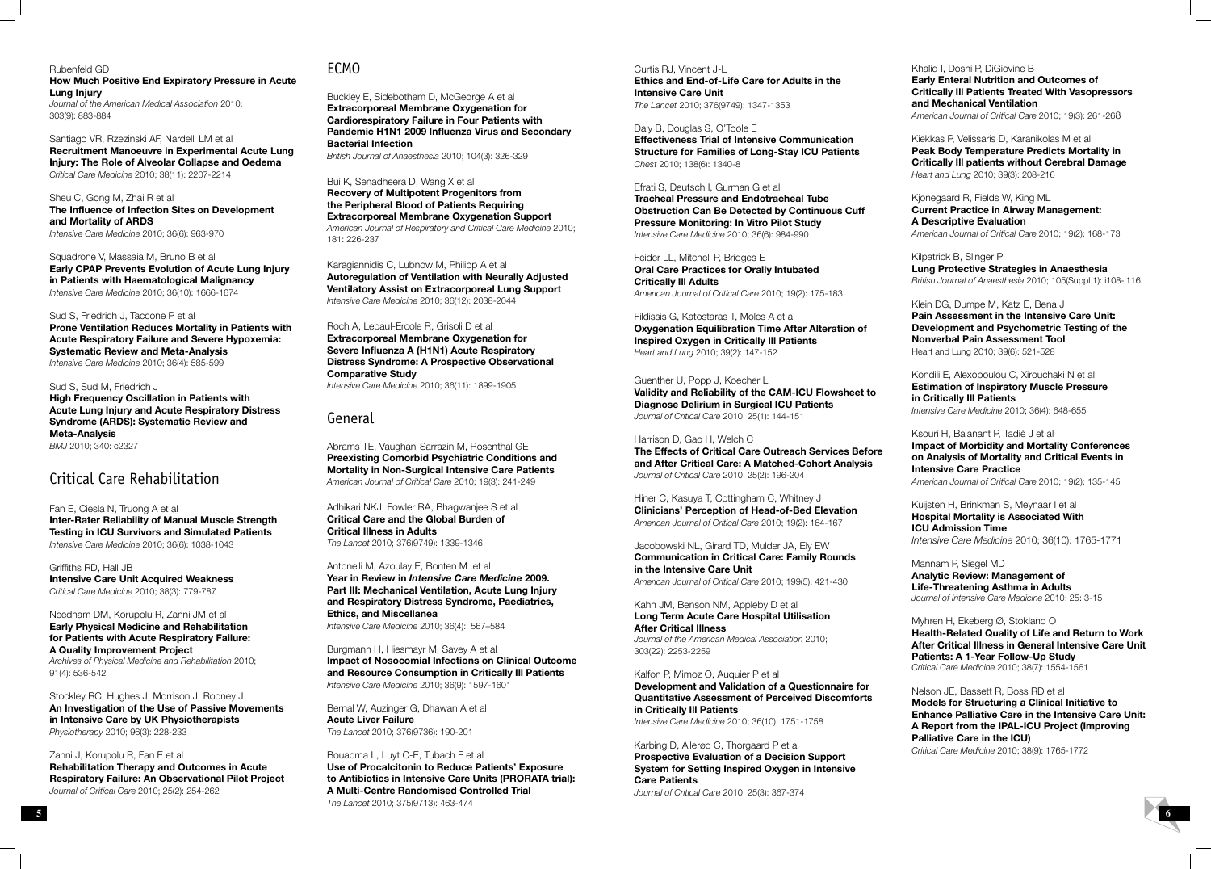Rubenfeld GD
**How Much Positive End Expiratory Pressure in Acute Lung Injury**
*Journal of the American Medical Association* 2010; 303(9): 883-884

Santiago VR, Rzezinski AF, Nardelli LM et al
**Recruitment Manoeuvre in Experimental Acute Lung Injury: The Role of Alveolar Collapse and Oedema**
*Critical Care Medicine* 2010; 38(11): 2207-2214

Sheu C, Gong M, Zhai R et al
**The Influence of Infection Sites on Development and Mortality of ARDS**
*Intensive Care Medicine* 2010; 36(6): 963-970

Squadrone V, Massaia M, Bruno B et al
**Early CPAP Prevents Evolution of Acute Lung Injury in Patients with Haematological Malignancy**
*Intensive Care Medicine* 2010; 36(10): 1666-1674

Sud S, Friedrich J, Taccone P et al
**Prone Ventilation Reduces Mortality in Patients with Acute Respiratory Failure and Severe Hypoxemia: Systematic Review and Meta-Analysis**
*Intensive Care Medicine* 2010; 36(4): 585-599

Sud S, Sud M, Friedrich J
**High Frequency Oscillation in Patients with Acute Lung Injury and Acute Respiratory Distress Syndrome (ARDS): Systematic Review and Meta-Analysis**
*BMJ* 2010; 340: c2327

## Critical Care Rehabilitation

Fan E, Ciesla N, Truong A et al
**Inter-Rater Reliability of Manual Muscle Strength Testing in ICU Survivors and Simulated Patients**
*Intensive Care Medicine* 2010; 36(6): 1038-1043

Griffiths RD, Hall JB
**Intensive Care Unit Acquired Weakness**
*Critical Care Medicine* 2010; 38(3): 779-787

Needham DM, Korupolu R, Zanni JM et al
**Early Physical Medicine and Rehabilitation for Patients with Acute Respiratory Failure: A Quality Improvement Project**
*Archives of Physical Medicine and Rehabilitation* 2010; 91(4): 536-542

Stockley RC, Hughes J, Morrison J, Rooney J
**An Investigation of the Use of Passive Movements in Intensive Care by UK Physiotherapists**
*Physiotherapy* 2010; 96(3): 228-233

Zanni J, Korupolu R, Fan E et al
**Rehabilitation Therapy and Outcomes in Acute Respiratory Failure: An Observational Pilot Project**
*Journal of Critical Care* 2010; 25(2): 254-262

## ECMO

Buckley E, Sidebotham D, McGeorge A et al
**Extracorporeal Membrane Oxygenation for Cardiorespiratory Failure in Four Patients with Pandemic H1N1 2009 Influenza Virus and Secondary Bacterial Infection**
*British Journal of Anaesthesia* 2010; 104(3): 326-329

Bui K, Senadheera D, Wang X et al
**Recovery of Multipotent Progenitors from the Peripheral Blood of Patients Requiring Extracorporeal Membrane Oxygenation Support**
*American Journal of Respiratory and Critical Care Medicine* 2010; 181: 226-237

Karagiannidis C, Lubnow M, Philipp A et al
**Autoregulation of Ventilation with Neurally Adjusted Ventilatory Assist on Extracorporeal Lung Support**
*Intensive Care Medicine* 2010; 36(12): 2038-2044

Roch A, Lepaul-Ercole R, Grisoli D et al
**Extracorporeal Membrane Oxygenation for Severe Influenza A (H1N1) Acute Respiratory Distress Syndrome: A Prospective Observational Comparative Study**
*Intensive Care Medicine* 2010; 36(11): 1899-1905

## General

Abrams TE, Vaughan-Sarrazin M, Rosenthal GE
**Preexisting Comorbid Psychiatric Conditions and Mortality in Non-Surgical Intensive Care Patients**
*American Journal of Critical Care* 2010; 19(3): 241-249

Adhikari NKJ, Fowler RA, Bhagwanjee S et al
**Critical Care and the Global Burden of Critical Illness in Adults**
*The Lancet* 2010; 376(9749): 1339-1346

Antonelli M, Azoulay E, Bonten M et al
**Year in Review in *Intensive Care Medicine* 2009. Part III: Mechanical Ventilation, Acute Lung Injury and Respiratory Distress Syndrome, Paediatrics, Ethics, and Miscellanea**
*Intensive Care Medicine* 2010; 36(4): 567–584

Burgmann H, Hiesmayr M, Savey A et al
**Impact of Nosocomial Infections on Clinical Outcome and Resource Consumption in Critically Ill Patients**
*Intensive Care Medicine* 2010; 36(9): 1597-1601

Bernal W, Auzinger G, Dhawan A et al
**Acute Liver Failure**
*The Lancet* 2010; 376(9736): 190-201

Bouadma L, Luyt C-E, Tubach F et al
**Use of Procalcitonin to Reduce Patients' Exposure to Antibiotics in Intensive Care Units (PRORATA trial): A Multi-Centre Randomised Controlled Trial**
*The Lancet* 2010; 375(9713): 463-474

Curtis RJ, Vincent J-L
**Ethics and End-of-Life Care for Adults in the Intensive Care Unit**
*The Lancet* 2010; 376(9749): 1347-1353

Daly B, Douglas S, O'Toole E
**Effectiveness Trial of Intensive Communication Structure for Families of Long-Stay ICU Patients**
*Chest* 2010; 138(6): 1340-8

Efrati S, Deutsch I, Gurman G et al
**Tracheal Pressure and Endotracheal Tube Obstruction Can Be Detected by Continuous Cuff Pressure Monitoring: In Vitro Pilot Study**
*Intensive Care Medicine* 2010; 36(6): 984-990

Feider LL, Mitchell P, Bridges E
**Oral Care Practices for Orally Intubated Critically Ill Adults**
*American Journal of Critical Care* 2010; 19(2): 175-183

Fildissis G, Katostaras T, Moles A et al
**Oxygenation Equilibration Time After Alteration of Inspired Oxygen in Critically Ill Patients**
*Heart and Lung* 2010; 39(2): 147-152

Guenther U, Popp J, Koecher L
**Validity and Reliability of the CAM-ICU Flowsheet to Diagnose Delirium in Surgical ICU Patients**
*Journal of Critical Care* 2010; 25(1): 144-151

Harrison D, Gao H, Welch C
**The Effects of Critical Care Outreach Services Before and After Critical Care: A Matched-Cohort Analysis**
*Journal of Critical Care* 2010; 25(2): 196-204

Hiner C, Kasuya T, Cottingham C, Whitney J
**Clinicians' Perception of Head-of-Bed Elevation**
*American Journal of Critical Care* 2010; 19(2): 164-167

Jacobowski NL, Girard TD, Mulder JA, Ely EW
**Communication in Critical Care: Family Rounds in the Intensive Care Unit**
*American Journal of Critical Care* 2010; 199(5): 421-430

Kahn JM, Benson NM, Appleby D et al
**Long Term Acute Care Hospital Utilisation After Critical Illness**
*Journal of the American Medical Association* 2010; 303(22): 2253-2259

Kalfon P, Mimoz O, Auquier P et al
**Development and Validation of a Questionnaire for Quantitative Assessment of Perceived Discomforts in Critically Ill Patients**
*Intensive Care Medicine* 2010; 36(10): 1751-1758

Karbing D, Allerød C, Thorgaard P et al
**Prospective Evaluation of a Decision Support System for Setting Inspired Oxygen in Intensive Care Patients**
*Journal of Critical Care* 2010; 25(3): 367-374

Khalid I, Doshi P, DiGiovine B
**Early Enteral Nutrition and Outcomes of Critically Ill Patients Treated With Vasopressors and Mechanical Ventilation**
*American Journal of Critical Care* 2010; 19(3): 261-268

Kiekkas P, Velissaris D, Karanikolas M et al
**Peak Body Temperature Predicts Mortality in Critically Ill patients without Cerebral Damage**
*Heart and Lung* 2010; 39(3): 208-216

Kjonegaard R, Fields W, King ML
**Current Practice in Airway Management: A Descriptive Evaluation**
*American Journal of Critical Care* 2010; 19(2): 168-173

Kilpatrick B, Slinger P
**Lung Protective Strategies in Anaesthesia**
*British Journal of Anaesthesia* 2010; 105(Suppl 1): i108-i116

Klein DG, Dumpe M, Katz E, Bena J
**Pain Assessment in the Intensive Care Unit: Development and Psychometric Testing of the Nonverbal Pain Assessment Tool**
Heart and Lung 2010; 39(6): 521-528

Kondili E, Alexopoulou C, Xirouchaki N et al
**Estimation of Inspiratory Muscle Pressure in Critically Ill Patients**
*Intensive Care Medicine* 2010; 36(4): 648-655

Ksouri H, Balanant P, Tadié J et al
**Impact of Morbidity and Mortality Conferences on Analysis of Mortality and Critical Events in Intensive Care Practice**
*American Journal of Critical Care* 2010; 19(2): 135-145

Kuijsten H, Brinkman S, Meynaar I et al
**Hospital Mortality is Associated With ICU Admission Time**
*Intensive Care Medicine* 2010; 36(10): 1765-1771

Mannam P, Siegel MD
**Analytic Review: Management of Life-Threatening Asthma in Adults**
*Journal of Intensive Care Medicine* 2010; 25: 3-15

Myhren H, Ekeberg Ø, Stokland O
**Health-Related Quality of Life and Return to Work After Critical Illness in General Intensive Care Unit Patients: A 1-Year Follow-Up Study**
*Critical Care Medicine* 2010; 38(7): 1554-1561

Nelson JE, Bassett R, Boss RD et al
**Models for Structuring a Clinical Initiative to Enhance Palliative Care in the Intensive Care Unit: A Report from the IPAL-ICU Project (Improving Palliative Care in the ICU)**
*Critical Care Medicine* 2010; 38(9): 1765-1772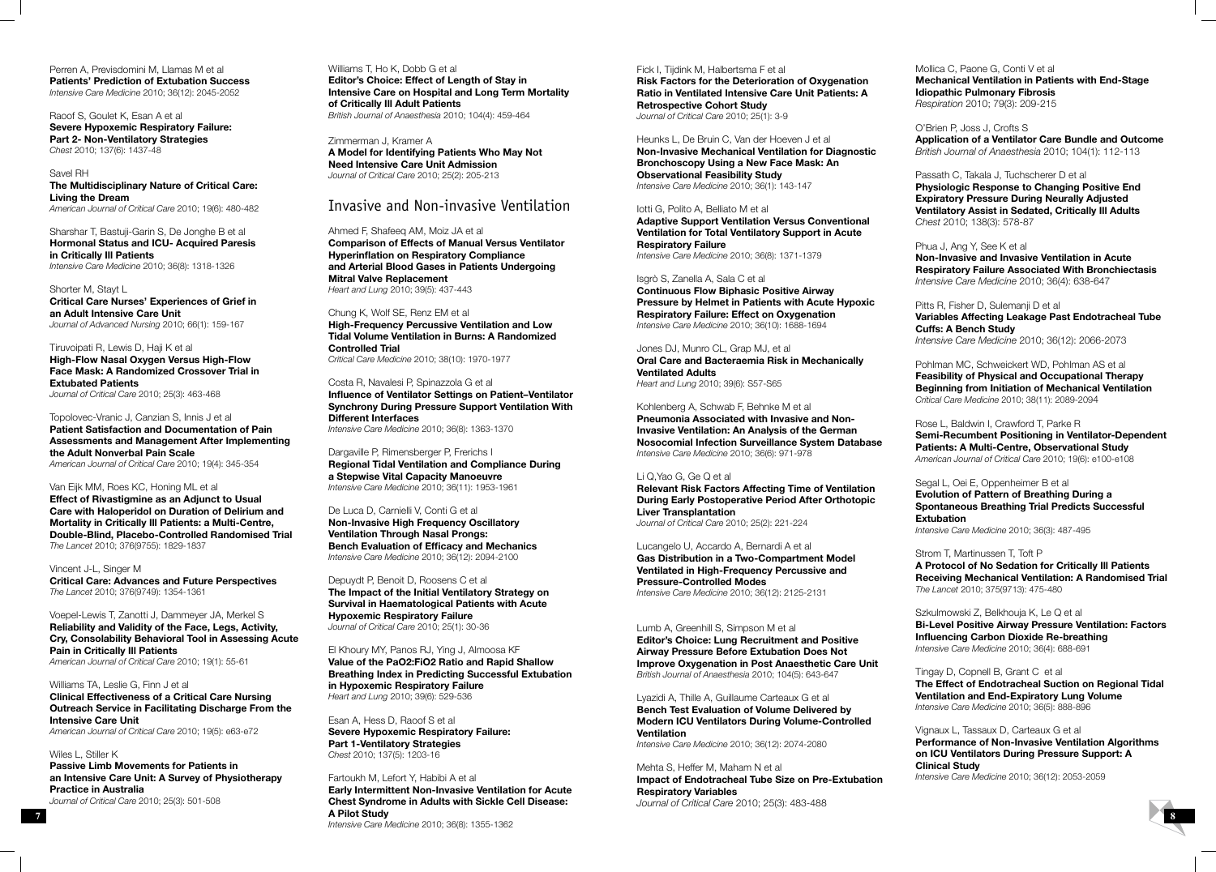Perren A, Previsdomini M, Llamas M et al
**Patients' Prediction of Extubation Success**
*Intensive Care Medicine* 2010; 36(12): 2045-2052

Raoof S, Goulet K, Esan A et al
**Severe Hypoxemic Respiratory Failure: Part 2- Non-Ventilatory Strategies**
*Chest* 2010; 137(6): 1437-48

Savel RH
**The Multidisciplinary Nature of Critical Care: Living the Dream**
*American Journal of Critical Care* 2010; 19(6): 480-482

Sharshar T, Bastuji-Garin S, De Jonghe B et al
**Hormonal Status and ICU- Acquired Paresis in Critically Ill Patients**
*Intensive Care Medicine* 2010; 36(8): 1318-1326

Shorter M, Stayt L
**Critical Care Nurses' Experiences of Grief in an Adult Intensive Care Unit**
*Journal of Advanced Nursing* 2010; 66(1): 159-167

Tiruvoipati R, Lewis D, Haji K et al
**High-Flow Nasal Oxygen Versus High-Flow Face Mask: A Randomized Crossover Trial in Extubated Patients**
*Journal of Critical Care* 2010; 25(3): 463-468

Topolovec-Vranic J, Canzian S, Innis J et al
**Patient Satisfaction and Documentation of Pain Assessments and Management After Implementing the Adult Nonverbal Pain Scale**
*American Journal of Critical Care* 2010; 19(4): 345-354

Van Eijk MM, Roes KC, Honing ML et al
**Effect of Rivastigmine as an Adjunct to Usual Care with Haloperidol on Duration of Delirium and Mortality in Critically Ill Patients: a Multi-Centre, Double-Blind, Placebo-Controlled Randomised Trial**
*The Lancet* 2010; 376(9755): 1829-1837

Vincent J-L, Singer M
**Critical Care: Advances and Future Perspectives**
*The Lancet* 2010; 376(9749): 1354-1361

Voepel-Lewis T, Zanotti J, Dammeyer JA, Merkel S
**Reliability and Validity of the Face, Legs, Activity, Cry, Consolability Behavioral Tool in Assessing Acute Pain in Critically Ill Patients**
*American Journal of Critical Care* 2010; 19(1): 55-61

Williams TA, Leslie G, Finn J et al
**Clinical Effectiveness of a Critical Care Nursing Outreach Service in Facilitating Discharge From the Intensive Care Unit**
*American Journal of Critical Care* 2010; 19(5): e63-e72

Wiles L, Stiller K
**Passive Limb Movements for Patients in an Intensive Care Unit: A Survey of Physiotherapy Practice in Australia**
*Journal of Critical Care* 2010; 25(3): 501-508

Williams T, Ho K, Dobb G et al
**Editor's Choice: Effect of Length of Stay in Intensive Care on Hospital and Long Term Mortality of Critically Ill Adult Patients**
*British Journal of Anaesthesia* 2010; 104(4): 459-464

Zimmerman J, Kramer A
**A Model for Identifying Patients Who May Not Need Intensive Care Unit Admission**
*Journal of Critical Care* 2010; 25(2): 205-213

## Invasive and Non-invasive Ventilation

Ahmed F, Shafeeq AM, Moiz JA et al
**Comparison of Effects of Manual Versus Ventilator Hyperinflation on Respiratory Compliance and Arterial Blood Gases in Patients Undergoing Mitral Valve Replacement**
*Heart and Lung* 2010; 39(5): 437-443

Chung K, Wolf SE, Renz EM et al
**High-Frequency Percussive Ventilation and Low Tidal Volume Ventilation in Burns: A Randomized Controlled Trial**
*Critical Care Medicine* 2010; 38(10): 1970-1977

Costa R, Navalesi P, Spinazzola G et al
**Influence of Ventilator Settings on Patient–Ventilator Synchrony During Pressure Support Ventilation With Different Interfaces**
*Intensive Care Medicine* 2010; 36(8): 1363-1370

Dargaville P, Rimensberger P, Frerichs I
**Regional Tidal Ventilation and Compliance During a Stepwise Vital Capacity Manoeuvre**
*Intensive Care Medicine* 2010; 36(11): 1953-1961

De Luca D, Carnielli V, Conti G et al
**Non-Invasive High Frequency Oscillatory Ventilation Through Nasal Prongs: Bench Evaluation of Efficacy and Mechanics**
*Intensive Care Medicine* 2010; 36(12): 2094-2100

Depuydt P, Benoit D, Roosens C et al
**The Impact of the Initial Ventilatory Strategy on Survival in Haematological Patients with Acute Hypoxemic Respiratory Failure**
*Journal of Critical Care* 2010; 25(1): 30-36

El Khoury MY, Panos RJ, Ying J, Almoosa KF
**Value of the PaO2:FiO2 Ratio and Rapid Shallow Breathing Index in Predicting Successful Extubation in Hypoxemic Respiratory Failure**
*Heart and Lung* 2010; 39(6): 529-536

Esan A, Hess D, Raoof S et al
**Severe Hypoxemic Respiratory Failure: Part 1-Ventilatory Strategies**
*Chest* 2010; 137(5): 1203-16

Fartoukh M, Lefort Y, Habibi A et al
**Early Intermittent Non-Invasive Ventilation for Acute Chest Syndrome in Adults with Sickle Cell Disease: A Pilot Study**
*Intensive Care Medicine* 2010; 36(8): 1355-1362

Fick I, Tijdink M, Halbertsma F et al
**Risk Factors for the Deterioration of Oxygenation Ratio in Ventilated Intensive Care Unit Patients: A Retrospective Cohort Study**
*Journal of Critical Care* 2010; 25(1): 3-9

Heunks L, De Bruin C, Van der Hoeven J et al
**Non-Invasive Mechanical Ventilation for Diagnostic Bronchoscopy Using a New Face Mask: An Observational Feasibility Study**
*Intensive Care Medicine* 2010; 36(1): 143-147

Iotti G, Polito A, Belliato M et al
**Adaptive Support Ventilation Versus Conventional Ventilation for Total Ventilatory Support in Acute Respiratory Failure**
*Intensive Care Medicine* 2010; 36(8): 1371-1379

Isgrò S, Zanella A, Sala C et al
**Continuous Flow Biphasic Positive Airway Pressure by Helmet in Patients with Acute Hypoxic Respiratory Failure: Effect on Oxygenation**
*Intensive Care Medicine* 2010; 36(10): 1688-1694

Jones DJ, Munro CL, Grap MJ, et al
**Oral Care and Bacteraemia Risk in Mechanically Ventilated Adults**
*Heart and Lung* 2010; 39(6): S57-S65

Kohlenberg A, Schwab F, Behnke M et al
**Pneumonia Associated with Invasive and Non-Invasive Ventilation: An Analysis of the German Nosocomial Infection Surveillance System Database**
*Intensive Care Medicine* 2010; 36(6): 971-978

Li Q,Yao G, Ge Q et al
**Relevant Risk Factors Affecting Time of Ventilation During Early Postoperative Period After Orthotopic Liver Transplantation**
*Journal of Critical Care* 2010; 25(2): 221-224

Lucangelo U, Accardo A, Bernardi A et al
**Gas Distribution in a Two-Compartment Model Ventilated in High-Frequency Percussive and Pressure-Controlled Modes**
*Intensive Care Medicine* 2010; 36(12): 2125-2131

Lumb A, Greenhill S, Simpson M et al
**Editor's Choice: Lung Recruitment and Positive Airway Pressure Before Extubation Does Not Improve Oxygenation in Post Anaesthetic Care Unit**
*British Journal of Anaesthesia* 2010; 104(5): 643-647

Lyazidi A, Thille A, Guillaume Carteaux G et al
**Bench Test Evaluation of Volume Delivered by Modern ICU Ventilators During Volume-Controlled Ventilation**
*Intensive Care Medicine* 2010; 36(12): 2074-2080

Mehta S, Heffer M, Maham N et al
**Impact of Endotracheal Tube Size on Pre-Extubation Respiratory Variables**
*Journal of Critical Care* 2010; 25(3): 483-488

Mollica C, Paone G, Conti V et al
**Mechanical Ventilation in Patients with End-Stage Idiopathic Pulmonary Fibrosis**
*Respiration* 2010; 79(3): 209-215

O'Brien P, Joss J, Crofts S
**Application of a Ventilator Care Bundle and Outcome**
*British Journal of Anaesthesia* 2010; 104(1): 112-113

Passath C, Takala J, Tuchscherer D et al
**Physiologic Response to Changing Positive End Expiratory Pressure During Neurally Adjusted Ventilatory Assist in Sedated, Critically Ill Adults**
*Chest* 2010; 138(3): 578-87

Phua J, Ang Y, See K et al
**Non-Invasive and Invasive Ventilation in Acute Respiratory Failure Associated With Bronchiectasis**
*Intensive Care Medicine* 2010; 36(4): 638-647

Pitts R, Fisher D, Sulemanji D et al
**Variables Affecting Leakage Past Endotracheal Tube Cuffs: A Bench Study**
*Intensive Care Medicine* 2010; 36(12): 2066-2073

Pohlman MC, Schweickert WD, Pohlman AS et al
**Feasibility of Physical and Occupational Therapy Beginning from Initiation of Mechanical Ventilation**
*Critical Care Medicine* 2010; 38(11): 2089-2094

Rose L, Baldwin I, Crawford T, Parke R
**Semi-Recumbent Positioning in Ventilator-Dependent Patients: A Multi-Centre, Observational Study**
*American Journal of Critical Care* 2010; 19(6): e100-e108

Segal L, Oei E, Oppenheimer B et al
**Evolution of Pattern of Breathing During a Spontaneous Breathing Trial Predicts Successful Extubation**
*Intensive Care Medicine* 2010; 36(3): 487-495

Strom T, Martinussen T, Toft P
**A Protocol of No Sedation for Critically Ill Patients Receiving Mechanical Ventilation: A Randomised Trial**
*The Lancet* 2010; 375(9713): 475-480

Szkulmowski Z, Belkhouja K, Le Q et al
**Bi-Level Positive Airway Pressure Ventilation: Factors Influencing Carbon Dioxide Re-breathing**
*Intensive Care Medicine* 2010; 36(4): 688-691

Tingay D, Copnell B, Grant C et al
**The Effect of Endotracheal Suction on Regional Tidal Ventilation and End-Expiratory Lung Volume**
*Intensive Care Medicine* 2010; 36(5): 888-896

Vignaux L, Tassaux D, Carteaux G et al
**Performance of Non-Invasive Ventilation Algorithms on ICU Ventilators During Pressure Support: A Clinical Study**
*Intensive Care Medicine* 2010; 36(12): 2053-2059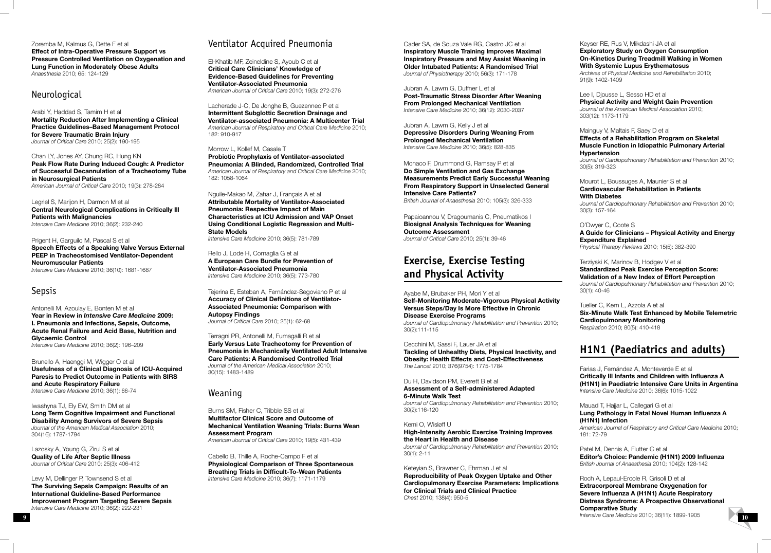Zoremba M, Kalmus G, Dette F et al
**Effect of Intra-Operative Pressure Support vs Pressure Controlled Ventilation on Oxygenation and Lung Function in Moderately Obese Adults**
*Anaesthesia* 2010; 65: 124-129

## Neurological

Arabi Y, Haddad S, Tamim H et al
**Mortality Reduction After Implementing a Clinical Practice Guidelines–Based Management Protocol for Severe Traumatic Brain Injury**
*Journal of Critical Care* 2010; 25(2): 190-195

Chan LY, Jones AY, Chung RC, Hung KN
**Peak Flow Rate During Induced Cough: A Predictor of Successful Decannulation of a Tracheotomy Tube in Neurosurgical Patients**
*American Journal of Critical Care* 2010; 19(3): 278-284

Legriel S, Marijon H, Darmon M et al
**Central Neurological Complications in Critically Ill Patients with Malignancies**
*Intensive Care Medicine* 2010; 36(2): 232-240

Prigent H, Garguilo M, Pascal S et al
**Speech Effects of a Speaking Valve Versus External PEEP in Tracheostomised Ventilator-Dependent Neuromuscular Patients**
*Intensive Care Medicine* 2010; 36(10): 1681-1687

## Sepsis

Antonelli M, Azoulay E, Bonten M et al
**Year in Review in *Intensive Care Medicine* 2009: I. Pneumonia and Infections, Sepsis, Outcome, Acute Renal Failure and Acid Base, Nutrition and Glycaemic Control**
*Intensive Care Medicine* 2010; 36(2): 196–209

Brunello A, Haenggi M, Wigger O et al
**Usefulness of a Clinical Diagnosis of ICU-Acquired Paresis to Predict Outcome in Patients with SIRS and Acute Respiratory Failure**
*Intensive Care Medicine* 2010; 36(1): 66-74

Iwashyna TJ, Ely EW, Smith DM et al
**Long Term Cognitive Impairment and Functional Disability Among Survivors of Severe Sepsis**
*Journal of the American Medical Association* 2010; 304(16): 1787-1794

Lazosky A, Young G, Zirul S et al
**Quality of Life After Septic Illness**
*Journal of Critical Care* 2010; 25(3): 406-412

Levy M, Dellinger P, Townsend S et al
**The Surviving Sepsis Campaign: Results of an International Guideline-Based Performance Improvement Program Targeting Severe Sepsis**
*Intensive Care Medicine* 2010; 36(2): 222-231

## Ventilator Acquired Pneumonia

El-Khatib MF, Zeineldine S, Ayoub C et al
**Critical Care Clinicians' Knowledge of Evidence-Based Guidelines for Preventing Ventilator-Associated Pneumonia**
*American Journal of Critical Care* 2010; 19(3): 272-276

Lacherade J-C, De Jonghe B, Guezennec P et al
**Intermittent Subglottic Secretion Drainage and Ventilator-associated Pneumonia: A Multicenter Trial**
*American Journal of Respiratory and Critical Care Medicine* 2010; 182: 910-917

Morrow L, Kollef M, Casale T
**Probiotic Prophylaxis of Ventilator-associated Pneumonia: A Blinded, Randomized, Controlled Trial**
*American Journal of Respiratory and Critical Care Medicine* 2010; 182: 1058-1064

Nguile-Makao M, Zahar J, Français A et al
**Attributable Mortality of Ventilator-Associated Pneumonia: Respective Impact of Main Characteristics at ICU Admission and VAP Onset Using Conditional Logistic Regression and Multi-State Models**
*Intensive Care Medicine* 2010; 36(5): 781-789

Rello J, Lode H, Cornaglia G et al
**A European Care Bundle for Prevention of Ventilator-Associated Pneumonia**
*Intensive Care Medicine* 2010; 36(5): 773-780

Tejerina E, Esteban A, Fernández-Segoviano P et al
**Accuracy of Clinical Definitions of Ventilator-Associated Pneumonia: Comparison with Autopsy Findings**
*Journal of Critical Care* 2010; 25(1): 62-68

Terragni PR, Antonelli M, Fumagalli R et al
**Early Versus Late Tracheotomy for Prevention of Pneumonia in Mechanically Ventilated Adult Intensive Care Patients: A Randomised Controlled Trial**
*Journal of the American Medical Association* 2010; 30(15): 1483-1489

## Weaning

Burns SM, Fisher C, Tribble SS et al
**Multifactor Clinical Score and Outcome of Mechanical Ventilation Weaning Trials: Burns Wean Assessment Program**
*American Journal of Critical Care* 2010; 19(5): 431-439

Cabello B, Thille A, Roche-Campo F et al
**Physiological Comparison of Three Spontaneous Breathing Trials in Difficult-To-Wean Patients**
*Intensive Care Medicine* 2010; 36(7): 1171-1179

Cader SA, de Souza Vale RG, Castro JC et al
**Inspiratory Muscle Training Improves Maximal Inspiratory Pressure and May Assist Weaning in Older Intubated Patients: A Randomised Trial**
*Journal of Physiotherapy* 2010; 56(3): 171-178

Jubran A, Lawm G, Duffner L et al
**Post-Traumatic Stress Disorder After Weaning From Prolonged Mechanical Ventilation**
*Intensive Care Medicine* 2010; 36(12): 2030-2037

Jubran A, Lawm G, Kelly J et al
**Depressive Disorders During Weaning From Prolonged Mechanical Ventilation**
*Intensive Care Medicine* 2010; 36(5): 828-835

Monaco F, Drummond G, Ramsay P et al
**Do Simple Ventilation and Gas Exchange Measurements Predict Early Successful Weaning From Respiratory Support in Unselected General Intensive Care Patients?**
*British Journal of Anaesthesia* 2010; 105(3): 326-333

Papaioannou V, Dragoumanis C, Pneumatikos I
**Biosignal Analysis Techniques for Weaning Outcome Assessment**
*Journal of Critical Care* 2010; 25(1): 39-46

# Exercise, Exercise Testing and Physical Activity

Ayabe M, Brubaker PH, Mori Y et al
**Self-Monitoring Moderate-Vigorous Physical Activity Versus Steps/Day Is More Effective in Chronic Disease Exercise Programs**
*Journal of Cardiopulmonary Rehabilitation and Prevention* 2010; 30(2):111-115

Cecchini M, Sassi F, Lauer JA et al
**Tackling of Unhealthy Diets, Physical Inactivity, and Obesity: Health Effects and Cost-Effectiveness**
*The Lancet* 2010; 376(9754): 1775-1784

Du H, Davidson PM, Everett B et al
**Assessment of a Self-administered Adapted 6-Minute Walk Test**
*Journal of Cardiopulmonary Rehabilitation and Prevention* 2010; 30(2):116-120

Kemi O, Wisløff U
**High-Intensity Aerobic Exercise Training Improves the Heart in Health and Disease**
*Journal of Cardiopulmonary Rehabilitation and Prevention* 2010; 30(1): 2-11

Keteyian S, Brawner C, Ehrman J et al
**Reproducibility of Peak Oxygen Uptake and Other Cardiopulmonary Exercise Parameters: Implications for Clinical Trials and Clinical Practice**
*Chest* 2010; 138(4): 950-5

Keyser RE, Rus V, Mikdashi JA et al
**Exploratory Study on Oxygen Consumption On-Kinetics During Treadmill Walking in Women With Systemic Lupus Erythematosus**
*Archives of Physical Medicine and Rehabilitation* 2010; 91(9): 1402-1409

Lee I, Djousse L, Sesso HD et al
**Physical Activity and Weight Gain Prevention**
*Journal of the American Medical Association* 2010; 303(12): 1173-1179

Mainguy V, Maltais F, Saey D et al
**Effects of a Rehabilitation Program on Skeletal Muscle Function in Idiopathic Pulmonary Arterial Hypertension**
*Journal of Cardiopulmonary Rehabilitation and Prevention* 2010; 30(5): 319-323

Mourot L, Boussuges A, Maunier S et al
**Cardiovascular Rehabilitation in Patients With Diabetes**
*Journal of Cardiopulmonary Rehabilitation and Prevention* 2010; 30(3): 157-164

O'Dwyer C, Coote S
**A Guide for Clinicians – Physical Activity and Energy Expenditure Explained**
*Physical Therapy Reviews* 2010; 15(5): 382-390

Terziyski K, Marinov B, Hodgev V et al
**Standardized Peak Exercise Perception Score: Validation of a New Index of Effort Perception**
*Journal of Cardiopulmonary Rehabilitation and Prevention* 2010; 30(1): 40-46

Tueller C, Kern L, Azzola A et al
**Six-Minute Walk Test Enhanced by Mobile Telemetric Cardiopulmonary Monitoring**
*Respiration* 2010; 80(5): 410-418

# H1N1 (Paediatrics and adults)

Farias J, Fernández A, Monteverde E et al
**Critically Ill Infants and Children with Influenza A (H1N1) in Paediatric Intensive Care Units in Argentina**
*Intensive Care Medicine* 2010; 36(6): 1015-1022

Mauad T, Hajjar L, Callegari G et al
**Lung Pathology in Fatal Novel Human Influenza A (H1N1) Infection**
*American Journal of Respiratory and Critical Care Medicine* 2010; 181: 72-79

Patel M, Dennis A, Flutter C et al
**Editor's Choice: Pandemic (H1N1) 2009 Influenza**
*British Journal of Anaesthesia* 2010; 104(2): 128-142

Roch A, Lepaul-Ercole R, Grisoli D et al
**Extracorporeal Membrane Oxygenation for Severe Influenza A (H1N1) Acute Respiratory Distress Syndrome: A Prospective Observational Comparative Study**
*Intensive Care Medicine* 2010; 36(11): 1899-1905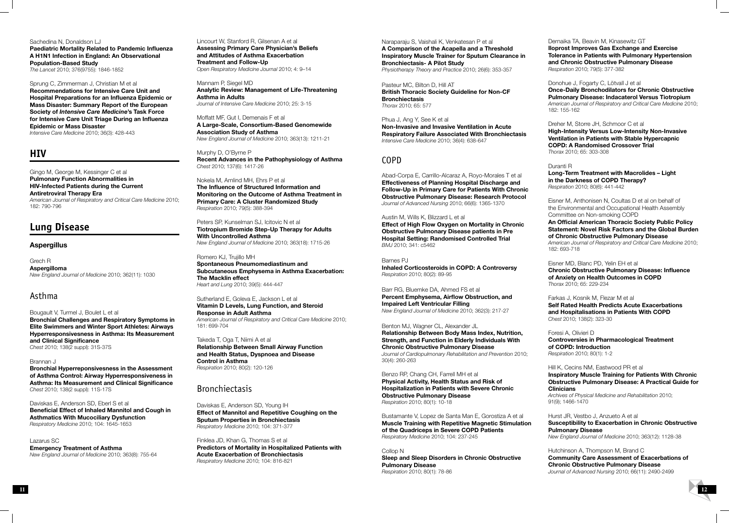Sachedina N, Donaldson LJ
**Paediatric Mortality Related to Pandemic Influenza A H1N1 Infection in England: An Observational Population-Based Study**
*The Lancet* 2010; 376(9755): 1846-1852

Sprung C, Zimmerman J, Christian M et al
**Recommendations for Intensive Care Unit and Hospital Preparations for an Influenza Epidemic or Mass Disaster: Summary Report of the European Society of *Intensive Care Medicine*'s Task Force for Intensive Care Unit Triage During an Influenza Epidemic or Mass Disaster**
*Intensive Care Medicine* 2010; 36(3): 428-443

## HIV

Gingo M, George M, Kessinger C et al
**Pulmonary Function Abnormalities in HIV-Infected Patients during the Current Antiretroviral Therapy Era**
*American Journal of Respiratory and Critical Care Medicine* 2010; 182: 790-796

## Lung Disease

### Aspergillus

Grech R
**Aspergilloma**
*New England Journal of Medicine* 2010; 362(11): 1030

### Asthma

Bougault V, Turmel J, Boulet L et al
**Bronchial Challenges and Respiratory Symptoms in Elite Swimmers and Winter Sport Athletes: Airways Hyperresponsivesness in Asthma: Its Measurement and Clinical Significance**
*Chest* 2010; 138(2 suppl): 31S-37S

Brannan J
**Bronchial Hyperreponsivesness in the Assessment of Asthma Control: Airway Hyperresponsiveness in Asthma: Its Measurement and Clinical Significance**
*Chest* 2010; 138(2 suppl): 11S-17S

Daviskas E, Anderson SD, Eberl S et al
**Beneficial Effect of Inhaled Mannitol and Cough in Asthmatics With Mucociliary Dysfunction**
*Respiratory Medicine* 2010; 104: 1645-1653

Lazarus SC
**Emergency Treatment of Asthma**
*New England Journal of Medicine* 2010; 363(8): 755-64

Lincourt W, Stanford R, Gilsenan A et al
**Assessing Primary Care Physician's Beliefs and Attitudes of Asthma Exacerbation Treatment and Follow-Up**
*Open Respiratory Medicine Journal* 2010; 4: 9–14

Mannam P, Siegel MD
**Analytic Review: Management of Life-Threatening Asthma in Adults**
*Journal of Intensive Care Medicine* 2010; 25: 3-15

Moffatt MF, Gut I, Demenais F et al
**A Large-Scale, Consortium-Based Genomewide Association Study of Asthma**
*New England Journal of Medicine* 2010; 363(13): 1211-21

Murphy D, O'Byrne P
**Recent Advances in the Pathophysiology of Asthma**
*Chest* 2010; 137(6): 1417-26

Nokela M, Arnlind MH, Ehrs P et al
**The Influence of Structured Information and Monitoring on the Outcome of Asthma Treatment in Primary Care: A Cluster Randomized Study**
*Respiration* 2010; 79(5): 388-394

Peters SP, Kunselman SJ, Icitovic N et al
**Tiotropium Bromide Step-Up Therapy for Adults With Uncontrolled Asthma**
*New England Journal of Medicine* 2010; 363(18): 1715-26

Romero KJ, Trujillo MH
**Spontaneous Pneumomediastinum and Subcutaneous Emphysema in Asthma Exacerbation: The Macklin effect**
*Heart and Lung* 2010; 39(5): 444-447

Sutherland E, Goleva E, Jackson L et al
**Vitamin D Levels, Lung Function, and Steroid Response in Adult Asthma**
*American Journal of Respiratory and Critical Care Medicine* 2010; 181: 699-704

Takeda T, Oga T, Niimi A et al
**Relationship Between Small Airway Function and Health Status, Dyspnoea and Disease Control in Asthma**
*Respiration* 2010; 80(2): 120-126

### Bronchiectasis

Daviskas E, Anderson SD, Young IH
**Effect of Mannitol and Repetitive Coughing on the Sputum Properties in Bronchiectasis**
*Respiratory Medicine* 2010; 104: 371-377

Finklea JD, Khan G, Thomas S et al
**Predictors of Mortality in Hospitalized Patients with Acute Exacerbation of Bronchiectasis**
*Respiratory Medicine* 2010; 104: 816-821

Naraparaju S, Vaishali K, Venkatesan P et al
**A Comparison of the Acapella and a Threshold Inspiratory Muscle Trainer for Sputum Clearance in Bronchiectasis- A Pilot Study**
*Physiotherapy Theory and Practice* 2010; 26(6): 353-357

Pasteur MC, Bilton D, Hill AT
**British Thoracic Society Guideline for Non-CF Bronchiectasis**
*Thorax* 2010; 65: 577

Phua J, Ang Y, See K et al
**Non-Invasive and Invasive Ventilation in Acute Respiratory Failure Associated With Bronchiectasis**
*Intensive Care Medicine* 2010; 36(4): 638-647

### COPD

Abad-Corpa E, Carrillo-Alcaraz A, Royo-Morales T et al
**Effectiveness of Planning Hospital Discharge and Follow-Up in Primary Care for Patients With Chronic Obstructive Pulmonary Disease: Research Protocol**
*Journal of Advanced Nursing* 2010; 66(6): 1365-1370

Austin M, Wills K, Blizzard L et al
**Effect of High Flow Oxygen on Mortality in Chronic Obstructive Pulmonary Disease patients in Pre Hospital Setting: Randomised Controlled Trial**
*BMJ* 2010; 341: c5462

Barnes PJ
**Inhaled Corticosteroids in COPD: A Controversy**
*Respiration* 2010; 80(2): 89-95

Barr RG, Bluemke DA, Ahmed FS et al
**Percent Emphysema, Airflow Obstruction, and Impaired Left Ventricular Filling**
*New England Journal of Medicine* 2010; 362(3): 217-27

Benton MJ, Wagner CL, Alexander JL
**Relationship Between Body Mass Index, Nutrition, Strength, and Function in Elderly Individuals With Chronic Obstructive Pulmonary Disease**
*Journal of Cardiopulmonary Rehabilitation and Prevention* 2010; 30(4): 260-263

Benzo RP, Chang CH, Farrell MH et al
**Physical Activity, Health Status and Risk of Hospitalization in Patients with Severe Chronic Obstructive Pulmonary Disease**
*Respiration* 2010; 80(1): 10-18

Bustamante V, Lopez de Santa Marı E, Gorostiza A et al
**Muscle Training with Repetitive Magnetic Stimulation of the Quadriceps in Severe COPD Patients**
*Respiratory Medicine* 2010; 104: 237-245

Collop N
**Sleep and Sleep Disorders in Chronic Obstructive Pulmonary Disease**
*Respiration* 2010; 80(1): 78-86

Dernaika TA, Beavin M, Kinasewitz GT
**Iloprost Improves Gas Exchange and Exercise Tolerance in Patients with Pulmonary Hypertension and Chronic Obstructive Pulmonary Disease**
*Respiration* 2010; 79(5): 377-382

Donohue J, Fogarty C, Lötvall J et al
**Once-Daily Bronchodilators for Chronic Obstructive Pulmonary Disease: Indacaterol Versus Tiotropium**
*American Journal of Respiratory and Critical Care Medicine* 2010; 182: 155-162

Dreher M, Storre JH, Schmoor C et al
**High-Intensity Versus Low-Intensity Non-Invasive Ventilation in Patients with Stable Hypercapnic COPD: A Randomised Crossover Trial**
*Thorax* 2010; 65: 303-308

Duranti R
**Long-Term Treatment with Macrolides – Light in the Darkness of COPD Therapy?**
*Respiration* 2010; 80(6): 441-442

Eisner M, Anthonisen N, Coultas D et al on behalf of the Environmental and Occupational Health Assembly Committee on Non-smoking COPD
**An Official American Thoracic Society Public Policy Statement: Novel Risk Factors and the Global Burden of Chronic Obstructive Pulmonary Disease**
*American Journal of Respiratory and Critical Care Medicine* 2010; 182: 693-718

Eisner MD, Blanc PD, Yelin EH et al
**Chronic Obstructive Pulmonary Disease: Influence of Anxiety on Health Outcomes in COPD**
*Thorax* 2010; 65: 229-234

Farkas J, Kosnik M, Flezar M et al
**Self Rated Health Predicts Acute Exacerbations and Hospitalisations in Patients With COPD**
*Chest* 2010; 138(2): 323-30

Foresi A, Olivieri D
**Controversies in Pharmacological Treatment of COPD: Introduction**
*Respiration* 2010; 80(1): 1-2

Hill K, Cecins NM, Eastwood PR et al
**Inspiratory Muscle Training for Patients With Chronic Obstructive Pulmonary Disease: A Practical Guide for Clinicians**
*Archives of Physical Medicine and Rehabilitation* 2010; 91(9); 1466-1470

Hurst JR, Vestbo J, Anzueto A et al
**Susceptibility to Exacerbation in Chronic Obstructive Pulmonary Disease**
*New England Journal of Medicine* 2010; 363(12): 1128-38

Hutchinson A, Thompson M, Brand C
**Community Care Assessment of Exacerbations of Chronic Obstructive Pulmonary Disease**
*Journal of Advanced Nursing* 2010; 66(11): 2490-2499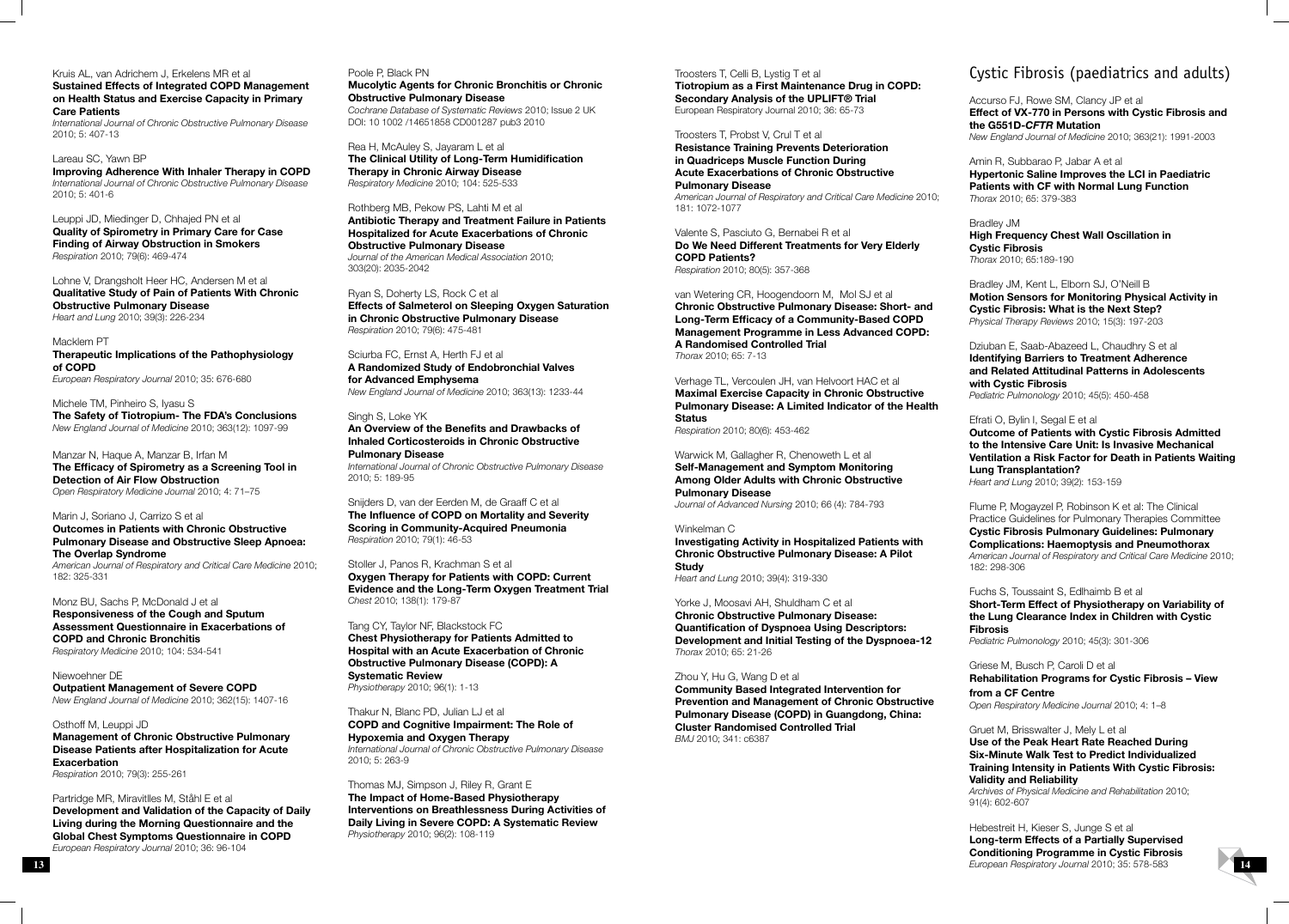Kruis AL, van Adrichem J, Erkelens MR et al
**Sustained Effects of Integrated COPD Management on Health Status and Exercise Capacity in Primary Care Patients**
*International Journal of Chronic Obstructive Pulmonary Disease* 2010; 5: 407-13

Lareau SC, Yawn BP
**Improving Adherence With Inhaler Therapy in COPD**
*International Journal of Chronic Obstructive Pulmonary Disease* 2010; 5: 401-6

Leuppi JD, Miedinger D, Chhajed PN et al
**Quality of Spirometry in Primary Care for Case Finding of Airway Obstruction in Smokers**
*Respiration* 2010; 79(6): 469-474

Lohne V, Drangsholt Heer HC, Andersen M et al
**Qualitative Study of Pain of Patients With Chronic Obstructive Pulmonary Disease**
*Heart and Lung* 2010; 39(3): 226-234

Macklem PT
**Therapeutic Implications of the Pathophysiology of COPD**
*European Respiratory Journal* 2010; 35: 676-680

Michele TM, Pinheiro S, Iyasu S
**The Safety of Tiotropium- The FDA's Conclusions**
*New England Journal of Medicine* 2010; 363(12): 1097-99

Manzar N, Haque A, Manzar B, Irfan M
**The Efficacy of Spirometry as a Screening Tool in Detection of Air Flow Obstruction**
*Open Respiratory Medicine Journal* 2010; 4: 71–75

Marin J, Soriano J, Carrizo S et al
**Outcomes in Patients with Chronic Obstructive Pulmonary Disease and Obstructive Sleep Apnoea: The Overlap Syndrome**
*American Journal of Respiratory and Critical Care Medicine* 2010; 182: 325-331

Monz BU, Sachs P, McDonald J et al
**Responsiveness of the Cough and Sputum Assessment Questionnaire in Exacerbations of COPD and Chronic Bronchitis**
*Respiratory Medicine* 2010; 104: 534-541

Niewoehner DE
**Outpatient Management of Severe COPD**
*New England Journal of Medicine* 2010; 362(15): 1407-16

Osthoff M, Leuppi JD
**Management of Chronic Obstructive Pulmonary Disease Patients after Hospitalization for Acute Exacerbation**
*Respiration* 2010; 79(3): 255-261

Partridge MR, Miravitlles M, Ståhl E et al
**Development and Validation of the Capacity of Daily Living during the Morning Questionnaire and the Global Chest Symptoms Questionnaire in COPD**
*European Respiratory Journal* 2010; 36: 96-104

Poole P, Black PN
**Mucolytic Agents for Chronic Bronchitis or Chronic Obstructive Pulmonary Disease**
*Cochrane Database of Systematic Reviews* 2010; Issue 2 UK DOI: 10 1002 /14651858 CD001287 pub3 2010

Rea H, McAuley S, Jayaram L et al
**The Clinical Utility of Long-Term Humidification Therapy in Chronic Airway Disease**
*Respiratory Medicine* 2010; 104: 525-533

Rothberg MB, Pekow PS, Lahti M et al
**Antibiotic Therapy and Treatment Failure in Patients Hospitalized for Acute Exacerbations of Chronic Obstructive Pulmonary Disease**
*Journal of the American Medical Association* 2010; 303(20): 2035-2042

Ryan S, Doherty LS, Rock C et al
**Effects of Salmeterol on Sleeping Oxygen Saturation in Chronic Obstructive Pulmonary Disease**
*Respiration* 2010; 79(6): 475-481

Sciurba FC, Ernst A, Herth FJ et al
**A Randomized Study of Endobronchial Valves for Advanced Emphysema**
*New England Journal of Medicine* 2010; 363(13): 1233-44

Singh S, Loke YK
**An Overview of the Benefits and Drawbacks of Inhaled Corticosteroids in Chronic Obstructive Pulmonary Disease**
*International Journal of Chronic Obstructive Pulmonary Disease* 2010; 5: 189-95

Snijders D, van der Eerden M, de Graaff C et al
**The Influence of COPD on Mortality and Severity Scoring in Community-Acquired Pneumonia**
*Respiration* 2010; 79(1): 46-53

Stoller J, Panos R, Krachman S et al
**Oxygen Therapy for Patients with COPD: Current Evidence and the Long-Term Oxygen Treatment Trial**
*Chest* 2010; 138(1): 179-87

Tang CY, Taylor NF, Blackstock FC
**Chest Physiotherapy for Patients Admitted to Hospital with an Acute Exacerbation of Chronic Obstructive Pulmonary Disease (COPD): A Systematic Review**
*Physiotherapy* 2010; 96(1): 1-13

Thakur N, Blanc PD, Julian LJ et al
**COPD and Cognitive Impairment: The Role of Hypoxemia and Oxygen Therapy**
*International Journal of Chronic Obstructive Pulmonary Disease* 2010; 5: 263-9

Thomas MJ, Simpson J, Riley R, Grant E
**The Impact of Home-Based Physiotherapy Interventions on Breathlessness During Activities of Daily Living in Severe COPD: A Systematic Review**
*Physiotherapy* 2010; 96(2): 108-119

Troosters T, Celli B, Lystig T et al
**Tiotropium as a First Maintenance Drug in COPD: Secondary Analysis of the UPLIFT® Trial**
European Respiratory Journal 2010; 36: 65-73

Troosters T, Probst V, Crul T et al
**Resistance Training Prevents Deterioration in Quadriceps Muscle Function During Acute Exacerbations of Chronic Obstructive Pulmonary Disease**
*American Journal of Respiratory and Critical Care Medicine* 2010; 181: 1072-1077

Valente S, Pasciuto G, Bernabei R et al
**Do We Need Different Treatments for Very Elderly COPD Patients?**
*Respiration* 2010; 80(5): 357-368

van Wetering CR, Hoogendoorn M, Mol SJ et al
**Chronic Obstructive Pulmonary Disease: Short- and Long-Term Efficacy of a Community-Based COPD Management Programme in Less Advanced COPD: A Randomised Controlled Trial**
*Thorax* 2010; 65: 7-13

Verhage TL, Vercoulen JH, van Helvoort HAC et al
**Maximal Exercise Capacity in Chronic Obstructive Pulmonary Disease: A Limited Indicator of the Health Status**
*Respiration* 2010; 80(6): 453-462

Warwick M, Gallagher R, Chenoweth L et al
**Self-Management and Symptom Monitoring Among Older Adults with Chronic Obstructive Pulmonary Disease**
*Journal of Advanced Nursing* 2010; 66 (4): 784-793

Winkelman C
**Investigating Activity in Hospitalized Patients with Chronic Obstructive Pulmonary Disease: A Pilot Study**
*Heart and Lung* 2010; 39(4): 319-330

Yorke J, Moosavi AH, Shuldham C et al
**Chronic Obstructive Pulmonary Disease: Quantification of Dyspnoea Using Descriptors: Development and Initial Testing of the Dyspnoea-12**
*Thorax* 2010; 65: 21-26

Zhou Y, Hu G, Wang D et al
**Community Based Integrated Intervention for Prevention and Management of Chronic Obstructive Pulmonary Disease (COPD) in Guangdong, China: Cluster Randomised Controlled Trial**
*BMJ* 2010; 341: c6387

## Cystic Fibrosis (paediatrics and adults)

Accurso FJ, Rowe SM, Clancy JP et al
**Effect of VX-770 in Persons with Cystic Fibrosis and the G551D-*CFTR* Mutation**
*New England Journal of Medicine* 2010; 363(21): 1991-2003

Amin R, Subbarao P, Jabar A et al
**Hypertonic Saline Improves the LCI in Paediatric Patients with CF with Normal Lung Function**
*Thorax* 2010; 65: 379-383

Bradley JM
**High Frequency Chest Wall Oscillation in Cystic Fibrosis**
*Thorax* 2010; 65:189-190

Bradley JM, Kent L, Elborn SJ, O'Neill B
**Motion Sensors for Monitoring Physical Activity in Cystic Fibrosis: What is the Next Step?**
*Physical Therapy Reviews* 2010; 15(3): 197-203

Dziuban E, Saab-Abazeed L, Chaudhry S et al
**Identifying Barriers to Treatment Adherence and Related Attitudinal Patterns in Adolescents with Cystic Fibrosis**
*Pediatric Pulmonology* 2010; 45(5): 450-458

Efrati O, Bylin I, Segal E et al
**Outcome of Patients with Cystic Fibrosis Admitted to the Intensive Care Unit: Is Invasive Mechanical Ventilation a Risk Factor for Death in Patients Waiting Lung Transplantation?**
*Heart and Lung* 2010; 39(2): 153-159

Flume P, Mogayzel P, Robinson K et al: The Clinical Practice Guidelines for Pulmonary Therapies Committee
**Cystic Fibrosis Pulmonary Guidelines: Pulmonary Complications: Haemoptysis and Pneumothorax**
*American Journal of Respiratory and Critical Care Medicine* 2010; 182: 298-306

Fuchs S, Toussaint S, Edlhaimb B et al
**Short-Term Effect of Physiotherapy on Variability of the Lung Clearance Index in Children with Cystic Fibrosis**
*Pediatric Pulmonology* 2010; 45(3): 301-306

Griese M, Busch P, Caroli D et al
**Rehabilitation Programs for Cystic Fibrosis – View from a CF Centre**
*Open Respiratory Medicine Journal* 2010; 4: 1–8

Gruet M, Brisswalter J, Mely L et al
**Use of the Peak Heart Rate Reached During Six-Minute Walk Test to Predict Individualized Training Intensity in Patients With Cystic Fibrosis: Validity and Reliability**
*Archives of Physical Medicine and Rehabilitation* 2010; 91(4): 602-607

Hebestreit H, Kieser S, Junge S et al
**Long-term Effects of a Partially Supervised Conditioning Programme in Cystic Fibrosis**
*European Respiratory Journal* 2010; 35: 578-583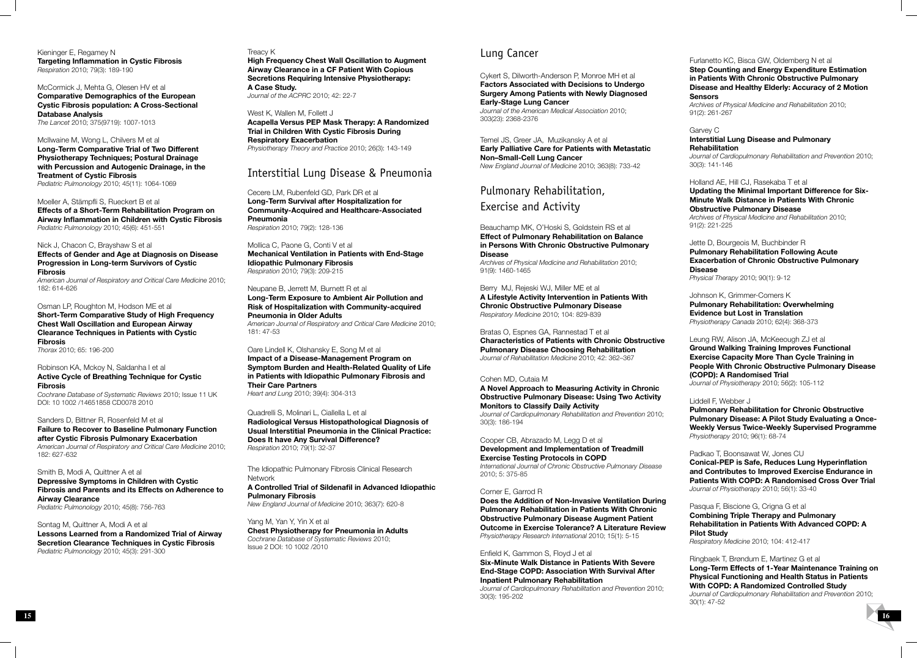Kieninger E, Regamey N
**Targeting Inflammation in Cystic Fibrosis**
*Respiration* 2010; 79(3): 189-190

McCormick J, Mehta G, Olesen HV et al
**Comparative Demographics of the European Cystic Fibrosis population: A Cross-Sectional Database Analysis**
*The Lancet* 2010; 375(9719): 1007-1013

McIlwaine M, Wong L, Chilvers M et al
**Long-Term Comparative Trial of Two Different Physiotherapy Techniques; Postural Drainage with Percussion and Autogenic Drainage, in the Treatment of Cystic Fibrosis**
*Pediatric Pulmonology* 2010; 45(11): 1064-1069

Moeller A, Stämpfli S, Rueckert B et al
**Effects of a Short-Term Rehabilitation Program on Airway Inflammation in Children with Cystic Fibrosis**
*Pediatric Pulmonology* 2010; 45(6): 451-551

Nick J, Chacon C, Brayshaw S et al
**Effects of Gender and Age at Diagnosis on Disease Progression in Long-term Survivors of Cystic Fibrosis**
*American Journal of Respiratory and Critical Care Medicine* 2010; 182: 614-626

Osman LP, Roughton M, Hodson ME et al
**Short-Term Comparative Study of High Frequency Chest Wall Oscillation and European Airway Clearance Techniques in Patients with Cystic Fibrosis**
*Thorax* 2010; 65: 196-200

Robinson KA, Mckoy N, Saldanha I et al
**Active Cycle of Breathing Technique for Cystic Fibrosis**
*Cochrane Database of Systematic Reviews* 2010; Issue 11 UK DOI: 10 1002 /14651858 CD0078 2010

Sanders D, Bittner R, Rosenfeld M et al
**Failure to Recover to Baseline Pulmonary Function after Cystic Fibrosis Pulmonary Exacerbation**
*American Journal of Respiratory and Critical Care Medicine* 2010; 182: 627-632

Smith B, Modi A, Quittner A et al
**Depressive Symptoms in Children with Cystic Fibrosis and Parents and its Effects on Adherence to Airway Clearance**
*Pediatric Pulmonology* 2010; 45(8): 756-763

Sontag M, Quittner A, Modi A et al
**Lessons Learned from a Randomized Trial of Airway Secretion Clearance Techniques in Cystic Fibrosis**
*Pediatric Pulmonology* 2010; 45(3): 291-300

Treacy K
**High Frequency Chest Wall Oscillation to Augment Airway Clearance in a CF Patient With Copious Secretions Requiring Intensive Physiotherapy: A Case Study.**
*Journal of the ACPRC* 2010; 42: 22-7

West K, Wallen M, Follett J
**Acapella Versus PEP Mask Therapy: A Randomized Trial in Children With Cystic Fibrosis During Respiratory Exacerbation**
*Physiotherapy Theory and Practice* 2010; 26(3): 143-149

## Interstitial Lung Disease & Pneumonia

Cecere LM, Rubenfeld GD, Park DR et al
**Long-Term Survival after Hospitalization for Community-Acquired and Healthcare-Associated Pneumonia**
*Respiration* 2010; 79(2): 128-136

Mollica C, Paone G, Conti V et al
**Mechanical Ventilation in Patients with End-Stage Idiopathic Pulmonary Fibrosis**
*Respiration* 2010; 79(3): 209-215

Neupane B, Jerrett M, Burnett R et al
**Long-Term Exposure to Ambient Air Pollution and Risk of Hospitalization with Community-acquired Pneumonia in Older Adults**
*American Journal of Respiratory and Critical Care Medicine* 2010; 181: 47-53

Oare Lindell K, Olshansky E, Song M et al
**Impact of a Disease-Management Program on Symptom Burden and Health-Related Quality of Life in Patients with Idiopathic Pulmonary Fibrosis and Their Care Partners**
*Heart and Lung* 2010; 39(4): 304-313

Quadrelli S, Molinari L, Ciallella L et al
**Radiological Versus Histopathological Diagnosis of Usual Interstitial Pneumonia in the Clinical Practice: Does It have Any Survival Difference?**
*Respiration* 2010; 79(1): 32-37

The Idiopathic Pulmonary Fibrosis Clinical Research Network
**A Controlled Trial of Sildenafil in Advanced Idiopathic Pulmonary Fibrosis**
*New England Journal of Medicine* 2010; 363(7): 620-8

Yang M, Yan Y, Yin X et al
**Chest Physiotherapy for Pneumonia in Adults**
*Cochrane Database of Systematic Reviews* 2010; Issue 2 DOI: 10 1002 /2010

## Lung Cancer

Cykert S, Dilworth-Anderson P, Monroe MH et al
**Factors Associated with Decisions to Undergo Surgery Among Patients with Newly Diagnosed Early-Stage Lung Cancer**
*Journal of the American Medical Association* 2010; 303(23): 2368-2376

Temel JS, Greer JA, Muzikansky A et al
**Early Palliative Care for Patients with Metastatic Non–Small-Cell Lung Cancer**
*New England Journal of Medicine* 2010; 363(8): 733-42

## Pulmonary Rehabilitation, Exercise and Activity

Beauchamp MK, O'Hoski S, Goldstein RS et al
**Effect of Pulmonary Rehabilitation on Balance in Persons With Chronic Obstructive Pulmonary Disease**
*Archives of Physical Medicine and Rehabilitation* 2010; 91(9): 1460-1465

Berry MJ, Rejeski WJ, Miller ME et al
**A Lifestyle Activity Intervention in Patients With Chronic Obstructive Pulmonary Disease**
*Respiratory Medicine* 2010; 104: 829-839

Bratas O, Espnes GA, Rannestad T et al
**Characteristics of Patients with Chronic Obstructive Pulmonary Disease Choosing Rehabilitation**
*Journal of Rehabilitation Medicine* 2010; 42: 362–367

Cohen MD, Cutaia M
**A Novel Approach to Measuring Activity in Chronic Obstructive Pulmonary Disease: Using Two Activity Monitors to Classify Daily Activity**
*Journal of Cardiopulmonary Rehabilitation and Prevention* 2010; 30(3): 186-194

Cooper CB, Abrazado M, Legg D et al
**Development and Implementation of Treadmill Exercise Testing Protocols in COPD**
*International Journal of Chronic Obstructive Pulmonary Disease* 2010; 5: 375-85

Corner E, Garrod R
**Does the Addition of Non-Invasive Ventilation During Pulmonary Rehabilitation in Patients With Chronic Obstructive Pulmonary Disease Augment Patient Outcome in Exercise Tolerance? A Literature Review**
*Physiotherapy Research International* 2010; 15(1): 5-15

Enfield K, Gammon S, Floyd J et al
**Six-Minute Walk Distance in Patients With Severe End-Stage COPD: Association With Survival After Inpatient Pulmonary Rehabilitation**
*Journal of Cardiopulmonary Rehabilitation and Prevention* 2010; 30(3): 195-202

Furlanetto KC, Bisca GW, Oldemberg N et al
**Step Counting and Energy Expenditure Estimation in Patients With Chronic Obstructive Pulmonary Disease and Healthy Elderly: Accuracy of 2 Motion Sensors**
*Archives of Physical Medicine and Rehabilitation* 2010; 91(2): 261-267

Garvey C
**Interstitial Lung Disease and Pulmonary Rehabilitation**
*Journal of Cardiopulmonary Rehabilitation and Prevention* 2010; 30(3): 141-146

Holland AE, Hill CJ, Rasekaba T et al
**Updating the Minimal Important Difference for Six-Minute Walk Distance in Patients With Chronic Obstructive Pulmonary Disease**
*Archives of Physical Medicine and Rehabilitation* 2010; 91(2): 221-225

Jette D, Bourgeois M, Buchbinder R
**Pulmonary Rehabilitation Following Acute Exacerbation of Chronic Obstructive Pulmonary Disease**
*Physical Therapy* 2010; 90(1): 9-12

Johnson K, Grimmer-Comers K
**Pulmonary Rehabilitation: Overwhelming Evidence but Lost in Translation**
*Physiotherapy Canada* 2010; 62(4): 368-373

Leung RW, Alison JA, McKeeough ZJ et al
**Ground Walking Training Improves Functional Exercise Capacity More Than Cycle Training in People With Chronic Obstructive Pulmonary Disease (COPD): A Randomised Trial**
*Journal of Physiotherapy* 2010; 56(2): 105-112

Liddell F, Webber J
**Pulmonary Rehabilitation for Chronic Obstructive Pulmonary Disease: A Pilot Study Evaluating a Once-Weekly Versus Twice-Weekly Supervised Programme**
*Physiotherapy* 2010; 96(1): 68-74

Padkao T, Boonsawat W, Jones CU
**Conical-PEP is Safe, Reduces Lung Hyperinflation and Contributes to Improved Exercise Endurance in Patients With COPD: A Randomised Cross Over Trial**
*Journal of Physiotherapy* 2010; 56(1): 33-40

Pasqua F, Biscione G, Crigna G et al
**Combining Triple Therapy and Pulmonary Rehabilitation in Patients With Advanced COPD: A Pilot Study**
*Respiratory Medicine* 2010; 104: 412-417

Ringbaek T, Brøndum E, Martinez G et al
**Long-Term Effects of 1-Year Maintenance Training on Physical Functioning and Health Status in Patients With COPD: A Randomized Controlled Study**
*Journal of Cardiopulmonary Rehabilitation and Prevention* 2010; 30(1): 47-52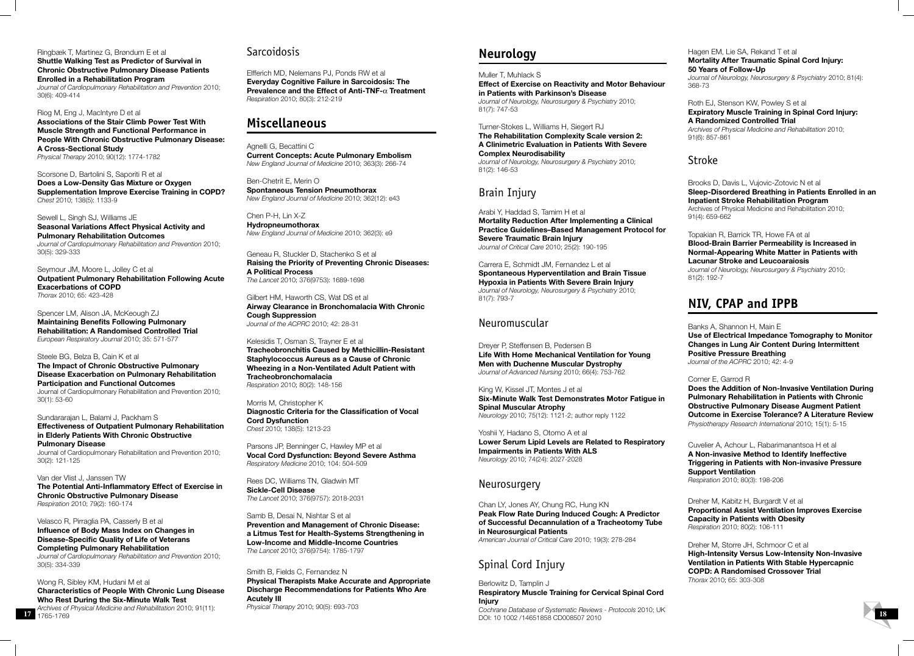Ringbæk T, Martinez G, Brøndum E et al
**Shuttle Walking Test as Predictor of Survival in Chronic Obstructive Pulmonary Disease Patients Enrolled in a Rehabilitation Program**
*Journal of Cardiopulmonary Rehabilitation and Prevention* 2010; 30(6): 409-414

Riog M, Eng J, MacIntyre D et al
**Associations of the Stair Climb Power Test With Muscle Strength and Functional Performance in People With Chronic Obstructive Pulmonary Disease: A Cross-Sectional Study**
*Physical Therapy* 2010; 90(12): 1774-1782

Scorsone D, Bartolini S, Saporiti R et al
**Does a Low-Density Gas Mixture or Oxygen Supplementation Improve Exercise Training in COPD?**
*Chest* 2010; 138(5): 1133-9

Sewell L, Singh SJ, Williams JE
**Seasonal Variations Affect Physical Activity and Pulmonary Rehabilitation Outcomes**
*Journal of Cardiopulmonary Rehabilitation and Prevention* 2010; 30(5): 329-333

Seymour JM, Moore L, Jolley C et al
**Outpatient Pulmonary Rehabilitation Following Acute Exacerbations of COPD**
*Thorax* 2010; 65: 423-428

Spencer LM, Alison JA, McKeough ZJ
**Maintaining Benefits Following Pulmonary Rehabilitation: A Randomised Controlled Trial**
*European Respiratory Journal* 2010; 35: 571-577

Steele BG, Belza B, Cain K et al
**The Impact of Chronic Obstructive Pulmonary Disease Exacerbation on Pulmonary Rehabilitation Participation and Functional Outcomes**
Journal of Cardiopulmonary Rehabilitation and Prevention 2010; 30(1): 53-60

Sundararajan L, Balami J, Packham S
**Effectiveness of Outpatient Pulmonary Rehabilitation in Elderly Patients With Chronic Obstructive Pulmonary Disease**
Journal of Cardiopulmonary Rehabilitation and Prevention 2010; 30(2): 121-125

Van der Vlist J, Janssen TW
**The Potential Anti-Inflammatory Effect of Exercise in Chronic Obstructive Pulmonary Disease**
*Respiration* 2010; 79(2): 160-174

Velasco R, Pirraglia PA, Casserly B et al
**Influence of Body Mass Index on Changes in Disease-Specific Quality of Life of Veterans Completing Pulmonary Rehabilitation**
*Journal of Cardiopulmonary Rehabilitation and Prevention* 2010; 30(5): 334-339

Wong R, Sibley KM, Hudani M et al
**Characteristics of People With Chronic Lung Disease Who Rest During the Six-Minute Walk Test**
*Archives of Physical Medicine and Rehabilitation* 2010; 91(11): 1765-1769

## Sarcoidosis

Elfferich MD, Nelemans PJ, Ponds RW et al
**Everyday Cognitive Failure in Sarcoidosis: The Prevalence and the Effect of Anti-TNF-$\alpha$ Treatment**
*Respiration* 2010; 80(3): 212-219

## Miscellaneous

Agnelli G, Becattini C
**Current Concepts: Acute Pulmonary Embolism**
*New England Journal of Medicine* 2010; 363(3): 266-74

Ben-Chetrit E, Merin O
**Spontaneous Tension Pneumothorax**
*New England Journal of Medicine* 2010; 362(12): e43

Chen P-H, Lin X-Z
**Hydropneumothorax**
*New England Journal of Medicine* 2010; 362(3): e9

Geneau R, Stuckler D, Stachenko S et al
**Raising the Priority of Preventing Chronic Diseases: A Political Process**
*The Lancet* 2010; 376(9753): 1689-1698

Gilbert HM, Haworth CS, Wat DS et al
**Airway Clearance in Bronchomalacia With Chronic Cough Suppression**
*Journal of the ACPRC* 2010; 42: 28-31

Kelesidis T, Osman S, Trayner E et al
**Tracheobronchitis Caused by Methicillin-Resistant Staphylococcus Aureus as a Cause of Chronic Wheezing in a Non-Ventilated Adult Patient with Tracheobronchomalacia**
*Respiration* 2010; 80(2): 148-156

Morris M, Christopher K
**Diagnostic Criteria for the Classification of Vocal Cord Dysfunction**
*Chest* 2010; 138(5): 1213-23

Parsons JP, Benninger C, Hawley MP et al
**Vocal Cord Dysfunction: Beyond Severe Asthma**
*Respiratory Medicine* 2010; 104: 504-509

Rees DC, Williams TN, Gladwin MT
**Sickle-Cell Disease**
*The Lancet* 2010; 376(9757): 2018-2031

Samb B, Desai N, Nishtar S et al
**Prevention and Management of Chronic Disease: a Litmus Test for Health-Systems Strengthening in Low-Income and Middle-Income Countries**
*The Lancet* 2010; 376(9754): 1785-1797

Smith B, Fields C, Fernandez N
**Physical Therapists Make Accurate and Appropriate Discharge Recommendations for Patients Who Are Acutely Ill**
*Physical Therapy* 2010; 90(5): 693-703

## Neurology

Muller T, Muhlack S
**Effect of Exercise on Reactivity and Motor Behaviour in Patients with Parkinson's Disease**
*Journal of Neurology, Neurosurgery & Psychiatry* 2010; 81(7): 747-53

Turner-Stokes L, Williams H, Siegert RJ
**The Rehabilitation Complexity Scale version 2: A Clinimetric Evaluation in Patients With Severe Complex Neurodisability**
*Journal of Neurology, Neurosurgery & Psychiatry* 2010; 81(2): 146-53

## Brain Injury

Arabi Y, Haddad S, Tamim H et al
**Mortality Reduction After Implementing a Clinical Practice Guidelines–Based Management Protocol for Severe Traumatic Brain Injury**
*Journal of Critical Care* 2010; 25(2): 190-195

Carrera E, Schmidt JM, Fernandez L et al
**Spontaneous Hyperventilation and Brain Tissue Hypoxia in Patients With Severe Brain Injury**
*Journal of Neurology, Neurosurgery & Psychiatry* 2010; 81(7): 793-7

## Neuromuscular

Dreyer P, Steffensen B, Pedersen B
**Life With Home Mechanical Ventilation for Young Men with Duchenne Muscular Dystrophy**
*Journal of Advanced Nursing* 2010; 66(4): 753-762

King W, Kissel JT, Montes J et al
**Six-Minute Walk Test Demonstrates Motor Fatigue in Spinal Muscular Atrophy**
*Neurology* 2010; 75(12): 1121-2; author reply 1122

Yoshii Y, Hadano S, Otomo A et al
**Lower Serum Lipid Levels are Related to Respiratory Impairments in Patients With ALS**
*Neurology* 2010; 74(24): 2027-2028

## Neurosurgery

Chan LY, Jones AY, Chung RC, Hung KN
**Peak Flow Rate During Induced Cough: A Predictor of Successful Decannulation of a Tracheotomy Tube in Neurosurgical Patients**
*American Journal of Critical Care* 2010; 19(3): 278-284

## Spinal Cord Injury

Berlowitz D, Tamplin J
**Respiratory Muscle Training for Cervical Spinal Cord Injury**
*Cochrane Database of Systematic Reviews - Protocols* 2010; UK DOI: 10 1002 /14651858 CD008507 2010

Hagen EM, Lie SA, Rekand T et al
**Mortality After Traumatic Spinal Cord Injury: 50 Years of Follow-Up**
*Journal of Neurology, Neurosurgery & Psychiatry* 2010; 81(4): 368-73

Roth EJ, Stenson KW, Powley S et al
**Expiratory Muscle Training in Spinal Cord Injury: A Randomized Controlled Trial**
*Archives of Physical Medicine and Rehabilitation* 2010; 91(6): 857-861

## Stroke

Brooks D, Davis L, Vujovic-Zotovic N et al
**Sleep-Disordered Breathing in Patients Enrolled in an Inpatient Stroke Rehabilitation Program**
Archives of Physical Medicine and Rehabilitation 2010; 91(4): 659-662

Topakian R, Barrick TR, Howe FA et al
**Blood-Brain Barrier Permeability is Increased in Normal-Appearing White Matter in Patients with Lacunar Stroke and Leucoaraiosis**
*Journal of Neurology, Neurosurgery & Psychiatry* 2010; 81(2): 192-7

## NIV, CPAP and IPPB

Banks A, Shannon H, Main E
**Use of Electrical Impedance Tomography to Monitor Changes in Lung Air Content During Intermittent Positive Pressure Breathing**
*Journal of the ACPRC* 2010; 42: 4-9

Corner E, Garrod R
**Does the Addition of Non-Invasive Ventilation During Pulmonary Rehabilitation in Patients with Chronic Obstructive Pulmonary Disease Augment Patient Outcome in Exercise Tolerance? A Literature Review**
*Physiotherapy Research International* 2010; 15(1): 5-15

Cuvelier A, Achour L, Rabarimanantsoa H et al
**A Non-invasive Method to Identify Ineffective Triggering in Patients with Non-invasive Pressure Support Ventilation**
*Respiration* 2010; 80(3): 198-206

Dreher M, Kabitz H, Burgardt V et al
**Proportional Assist Ventilation Improves Exercise Capacity in Patients with Obesity**
*Respiration* 2010; 80(2): 106-111

Dreher M, Storre JH, Schmoor C et al
**High-Intensity Versus Low-Intensity Non-Invasive Ventilation in Patients With Stable Hypercapnic COPD: A Randomised Crossover Trial**
*Thorax* 2010; 65: 303-308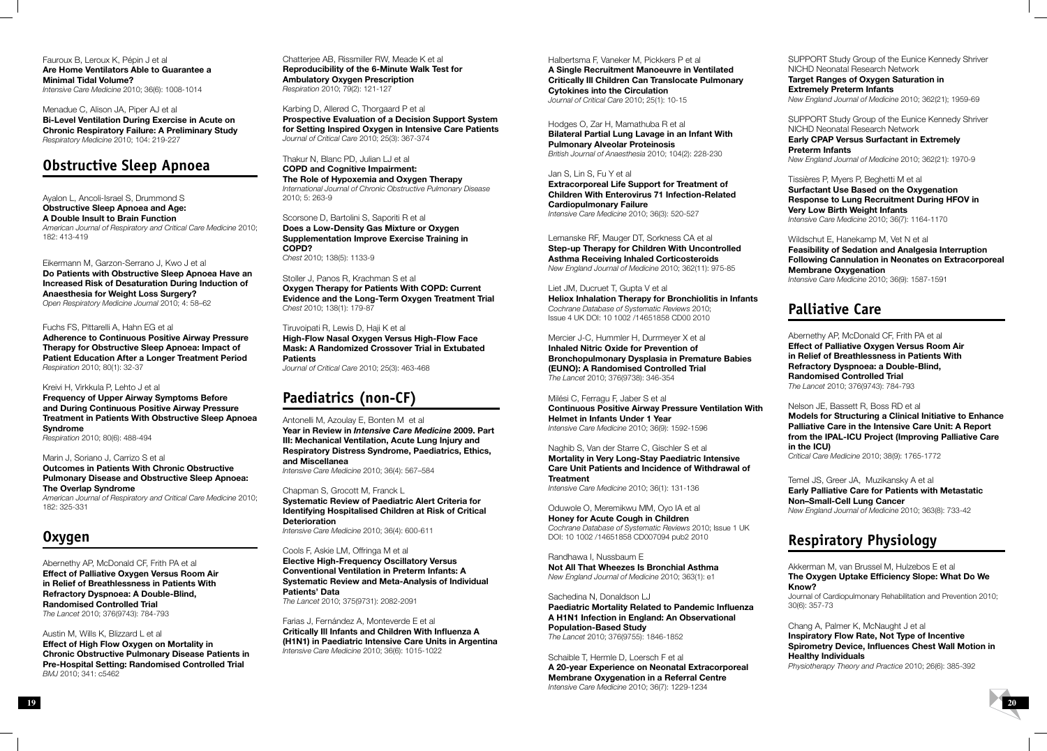Fauroux B, Leroux K, Pépin J et al
**Are Home Ventilators Able to Guarantee a Minimal Tidal Volume?**
*Intensive Care Medicine* 2010; 36(6): 1008-1014

Menadue C, Alison JA, Piper AJ et al
**Bi-Level Ventilation During Exercise in Acute on Chronic Respiratory Failure: A Preliminary Study**
*Respiratory Medicine* 2010; 104: 219-227

## Obstructive Sleep Apnoea

Ayalon L, Ancoli-Israel S, Drummond S
**Obstructive Sleep Apnoea and Age: A Double Insult to Brain Function**
*American Journal of Respiratory and Critical Care Medicine* 2010; 182: 413-419

Eikermann M, Garzon-Serrano J, Kwo J et al
**Do Patients with Obstructive Sleep Apnoea Have an Increased Risk of Desaturation During Induction of Anaesthesia for Weight Loss Surgery?**
*Open Respiratory Medicine Journal* 2010; 4: 58–62

Fuchs FS, Pittarelli A, Hahn EG et al
**Adherence to Continuous Positive Airway Pressure Therapy for Obstructive Sleep Apnoea: Impact of Patient Education After a Longer Treatment Period**
*Respiration* 2010; 80(1): 32-37

Kreivi H, Virkkula P, Lehto J et al
**Frequency of Upper Airway Symptoms Before and During Continuous Positive Airway Pressure Treatment in Patients With Obstructive Sleep Apnoea Syndrome**
*Respiration* 2010; 80(6): 488-494

Marin J, Soriano J, Carrizo S et al
**Outcomes in Patients With Chronic Obstructive Pulmonary Disease and Obstructive Sleep Apnoea: The Overlap Syndrome**
*American Journal of Respiratory and Critical Care Medicine* 2010; 182: 325-331

## Oxygen

Abernethy AP, McDonald CF, Frith PA et al
**Effect of Palliative Oxygen Versus Room Air in Relief of Breathlessness in Patients With Refractory Dyspnoea: A Double-Blind, Randomised Controlled Trial**
*The Lancet* 2010; 376(9743): 784-793

Austin M, Wills K, Blizzard L et al
**Effect of High Flow Oxygen on Mortality in Chronic Obstructive Pulmonary Disease Patients in Pre-Hospital Setting: Randomised Controlled Trial**
*BMJ* 2010; 341: c5462

Chatterjee AB, Rissmiller RW, Meade K et al
**Reproducibility of the 6-Minute Walk Test for Ambulatory Oxygen Prescription**
*Respiration* 2010; 79(2): 121-127

Karbing D, Allerød C, Thorgaard P et al
**Prospective Evaluation of a Decision Support System for Setting Inspired Oxygen in Intensive Care Patients**
*Journal of Critical Care* 2010; 25(3): 367-374

Thakur N, Blanc PD, Julian LJ et al
**COPD and Cognitive Impairment: The Role of Hypoxemia and Oxygen Therapy**
*International Journal of Chronic Obstructive Pulmonary Disease* 2010; 5: 263-9

Scorsone D, Bartolini S, Saporiti R et al
**Does a Low-Density Gas Mixture or Oxygen Supplementation Improve Exercise Training in COPD?**
*Chest* 2010; 138(5): 1133-9

Stoller J, Panos R, Krachman S et al
**Oxygen Therapy for Patients With COPD: Current Evidence and the Long-Term Oxygen Treatment Trial**
*Chest* 2010; 138(1): 179-87

Tiruvoipati R, Lewis D, Haji K et al
**High-Flow Nasal Oxygen Versus High-Flow Face Mask: A Randomized Crossover Trial in Extubated Patients**
*Journal of Critical Care* 2010; 25(3): 463-468

## Paediatrics (non-CF)

Antonelli M, Azoulay E, Bonten M et al
**Year in Review in *Intensive Care Medicine* 2009. Part III: Mechanical Ventilation, Acute Lung Injury and Respiratory Distress Syndrome, Paediatrics, Ethics, and Miscellanea**
*Intensive Care Medicine* 2010; 36(4): 567–584

Chapman S, Grocott M, Franck L
**Systematic Review of Paediatric Alert Criteria for Identifying Hospitalised Children at Risk of Critical Deterioration**
*Intensive Care Medicine* 2010; 36(4): 600-611

Cools F, Askie LM, Offringa M et al
**Elective High-Frequency Oscillatory Versus Conventional Ventilation in Preterm Infants: A Systematic Review and Meta-Analysis of Individual Patients' Data**
*The Lancet* 2010; 375(9731): 2082-2091

Farias J, Fernández A, Monteverde E et al
**Critically Ill Infants and Children With Influenza A (H1N1) in Paediatric Intensive Care Units in Argentina**
*Intensive Care Medicine* 2010; 36(6): 1015-1022

Halbertsma F, Vaneker M, Pickkers P et al
**A Single Recruitment Manoeuvre in Ventilated Critically Ill Children Can Translocate Pulmonary Cytokines into the Circulation**
*Journal of Critical Care* 2010; 25(1): 10-15

Hodges O, Zar H, Mamathuba R et al
**Bilateral Partial Lung Lavage in an Infant With Pulmonary Alveolar Proteinosis**
*British Journal of Anaesthesia* 2010; 104(2): 228-230

Jan S, Lin S, Fu Y et al
**Extracorporeal Life Support for Treatment of Children With Enterovirus 71 Infection-Related Cardiopulmonary Failure**
*Intensive Care Medicine* 2010; 36(3): 520-527

Lemanske RF, Mauger DT, Sorkness CA et al
**Step-up Therapy for Children With Uncontrolled Asthma Receiving Inhaled Corticosteroids**
*New England Journal of Medicine* 2010; 362(11): 975-85

Liet JM, Ducruet T, Gupta V et al
**Heliox Inhalation Therapy for Bronchiolitis in Infants**
*Cochrane Database of Systematic Reviews* 2010; Issue 4 UK DOI: 10 1002 /14651858 CD00 2010

Mercier J-C, Hummler H, Durrmeyer X et al
**Inhaled Nitric Oxide for Prevention of Bronchopulmonary Dysplasia in Premature Babies (EUNO): A Randomised Controlled Trial**
*The Lancet* 2010; 376(9738): 346-354

Milési C, Ferragu F, Jaber S et al
**Continuous Positive Airway Pressure Ventilation With Helmet in Infants Under 1 Year**
*Intensive Care Medicine* 2010; 36(9): 1592-1596

Naghib S, Van der Starre C, Gischler S et al
**Mortality in Very Long-Stay Paediatric Intensive Care Unit Patients and Incidence of Withdrawal of Treatment**
*Intensive Care Medicine* 2010; 36(1): 131-136

Oduwole O, Meremikwu MM, Oyo IA et al
**Honey for Acute Cough in Children**
*Cochrane Database of Systematic Reviews* 2010; Issue 1 UK DOI: 10 1002 /14651858 CD007094 pub2 2010

Randhawa I, Nussbaum E
**Not All That Wheezes Is Bronchial Asthma**
*New England Journal of Medicine* 2010; 363(1): e1

Sachedina N, Donaldson LJ
**Paediatric Mortality Related to Pandemic Influenza A H1N1 Infection in England: An Observational Population-Based Study**
*The Lancet* 2010; 376(9755): 1846-1852

Schaible T, Hermle D, Loersch F et al
**A 20-year Experience on Neonatal Extracorporeal Membrane Oxygenation in a Referral Centre**
*Intensive Care Medicine* 2010; 36(7): 1229-1234

SUPPORT Study Group of the Eunice Kennedy Shriver NICHD Neonatal Research Network
**Target Ranges of Oxygen Saturation in Extremely Preterm Infants**
*New England Journal of Medicine* 2010; 362(21); 1959-69

SUPPORT Study Group of the Eunice Kennedy Shriver NICHD Neonatal Research Network
**Early CPAP Versus Surfactant in Extremely Preterm Infants**
*New England Journal of Medicine* 2010; 362(21): 1970-9

Tissières P, Myers P, Beghetti M et al
**Surfactant Use Based on the Oxygenation Response to Lung Recruitment During HFOV in Very Low Birth Weight Infants**
*Intensive Care Medicine* 2010; 36(7): 1164-1170

Wildschut E, Hanekamp M, Vet N et al
**Feasibility of Sedation and Analgesia Interruption Following Cannulation in Neonates on Extracorporeal Membrane Oxygenation**
*Intensive Care Medicine* 2010; 36(9): 1587-1591

## Palliative Care

Abernethy AP, McDonald CF, Frith PA et al
**Effect of Palliative Oxygen Versus Room Air in Relief of Breathlessness in Patients With Refractory Dyspnoea: a Double-Blind, Randomised Controlled Trial**
*The Lancet* 2010; 376(9743): 784-793

Nelson JE, Bassett R, Boss RD et al
**Models for Structuring a Clinical Initiative to Enhance Palliative Care in the Intensive Care Unit: A Report from the IPAL-ICU Project (Improving Palliative Care in the ICU)**
*Critical Care Medicine* 2010; 38(9): 1765-1772

Temel JS, Greer JA, Muzikansky A et al
**Early Palliative Care for Patients with Metastatic Non–Small-Cell Lung Cancer**
*New England Journal of Medicine* 2010; 363(8): 733-42

## Respiratory Physiology

Akkerman M, van Brussel M, Hulzebos E et al
**The Oxygen Uptake Efficiency Slope: What Do We Know?**
Journal of Cardiopulmonary Rehabilitation and Prevention 2010; 30(6): 357-73

Chang A, Palmer K, McNaught J et al
**Inspiratory Flow Rate, Not Type of Incentive Spirometry Device, Influences Chest Wall Motion in Healthy Individuals**
*Physiotherapy Theory and Practice* 2010; 26(6): 385-392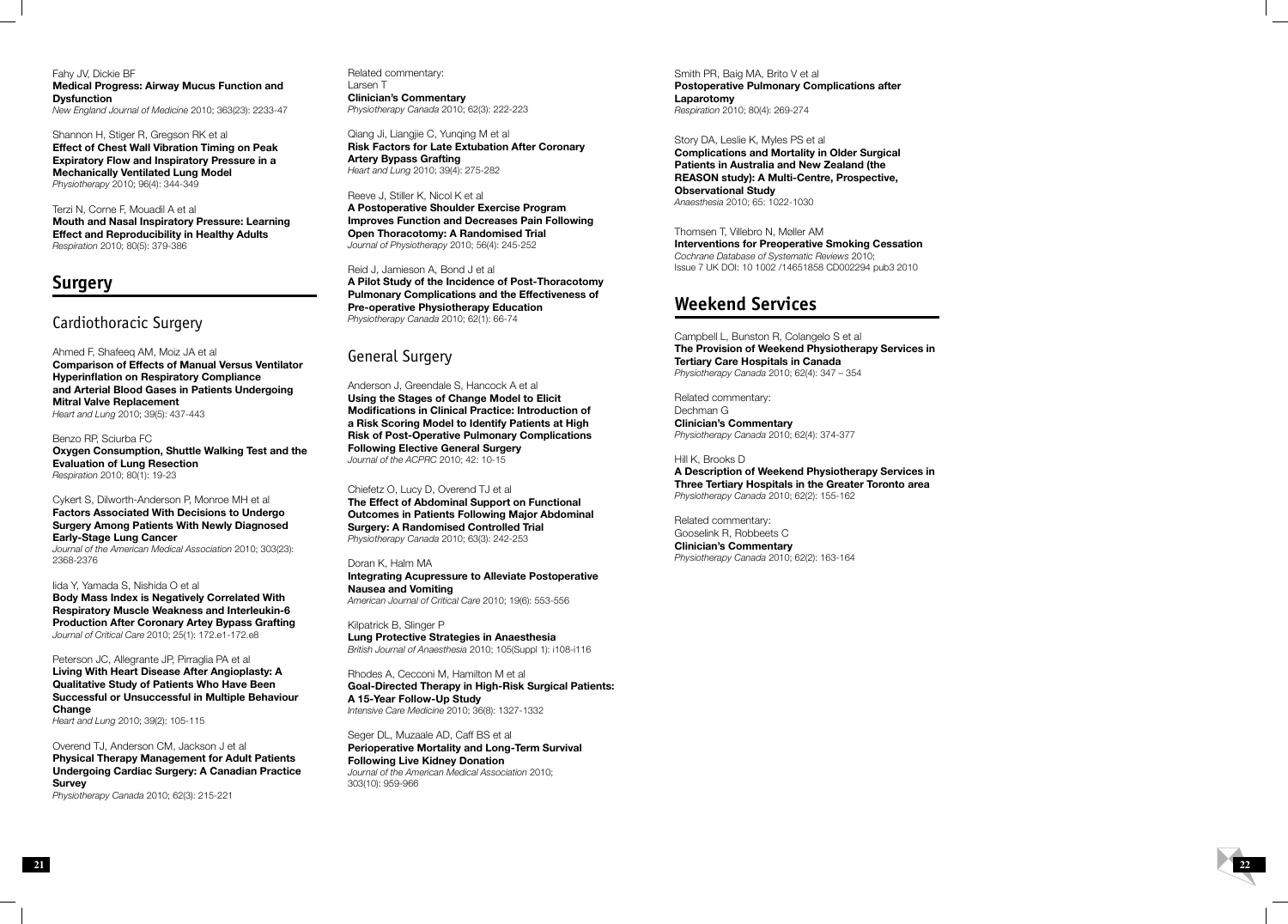Fahy JV, Dickie BF
**Medical Progress: Airway Mucus Function and Dysfunction**
*New England Journal of Medicine* 2010; 363(23): 2233-47

Shannon H, Stiger R, Gregson RK et al
**Effect of Chest Wall Vibration Timing on Peak Expiratory Flow and Inspiratory Pressure in a Mechanically Ventilated Lung Model**
*Physiotherapy* 2010; 96(4): 344-349

Terzi N, Corne F, Mouadil A et al
**Mouth and Nasal Inspiratory Pressure: Learning Effect and Reproducibility in Healthy Adults**
*Respiration* 2010; 80(5): 379-386

## Surgery

### Cardiothoracic Surgery

Ahmed F, Shafeeq AM, Moiz JA et al
**Comparison of Effects of Manual Versus Ventilator Hyperinflation on Respiratory Compliance and Arterial Blood Gases in Patients Undergoing Mitral Valve Replacement**
*Heart and Lung* 2010; 39(5): 437-443

Benzo RP, Sciurba FC
**Oxygen Consumption, Shuttle Walking Test and the Evaluation of Lung Resection**
*Respiration* 2010; 80(1): 19-23

Cykert S, Dilworth-Anderson P, Monroe MH et al
**Factors Associated With Decisions to Undergo Surgery Among Patients With Newly Diagnosed Early-Stage Lung Cancer**
*Journal of the American Medical Association* 2010; 303(23): 2368-2376

Iida Y, Yamada S, Nishida O et al
**Body Mass Index is Negatively Correlated With Respiratory Muscle Weakness and Interleukin-6 Production After Coronary Artey Bypass Grafting**
*Journal of Critical Care* 2010; 25(1): 172.e1-172.e8

Peterson JC, Allegrante JP, Pirraglia PA et al
**Living With Heart Disease After Angioplasty: A Qualitative Study of Patients Who Have Been Successful or Unsuccessful in Multiple Behaviour Change**
*Heart and Lung* 2010; 39(2): 105-115

Overend TJ, Anderson CM, Jackson J et al
**Physical Therapy Management for Adult Patients Undergoing Cardiac Surgery: A Canadian Practice Survey**
*Physiotherapy Canada* 2010; 62(3): 215-221

Related commentary:
Larsen T
**Clinician's Commentary**
*Physiotherapy Canada* 2010; 62(3): 222-223

Qiang Ji, Liangjie C, Yunqing M et al
**Risk Factors for Late Extubation After Coronary Artery Bypass Grafting**
*Heart and Lung* 2010; 39(4): 275-282

Reeve J, Stiller K, Nicol K et al
**A Postoperative Shoulder Exercise Program Improves Function and Decreases Pain Following Open Thoracotomy: A Randomised Trial**
*Journal of Physiotherapy* 2010; 56(4): 245-252

Reid J, Jamieson A, Bond J et al
**A Pilot Study of the Incidence of Post-Thoracotomy Pulmonary Complications and the Effectiveness of Pre-operative Physiotherapy Education**
*Physiotherapy Canada* 2010; 62(1): 66-74

### General Surgery

Anderson J, Greendale S, Hancock A et al
**Using the Stages of Change Model to Elicit Modifications in Clinical Practice: Introduction of a Risk Scoring Model to Identify Patients at High Risk of Post-Operative Pulmonary Complications Following Elective General Surgery**
*Journal of the ACPRC* 2010; 42: 10-15

Chiefetz O, Lucy D, Overend TJ et al
**The Effect of Abdominal Support on Functional Outcomes in Patients Following Major Abdominal Surgery: A Randomised Controlled Trial**
*Physiotherapy Canada* 2010; 63(3): 242-253

Doran K, Halm MA
**Integrating Acupressure to Alleviate Postoperative Nausea and Vomiting**
*American Journal of Critical Care* 2010; 19(6): 553-556

Kilpatrick B, Slinger P
**Lung Protective Strategies in Anaesthesia**
*British Journal of Anaesthesia* 2010; 105(Suppl 1): i108-i116

Rhodes A, Cecconi M, Hamilton M et al
**Goal-Directed Therapy in High-Risk Surgical Patients: A 15-Year Follow-Up Study**
*Intensive Care Medicine* 2010; 36(8): 1327-1332

Seger DL, Muzaale AD, Caff BS et al
**Perioperative Mortality and Long-Term Survival Following Live Kidney Donation**
*Journal of the American Medical Association* 2010; 303(10): 959-966

Smith PR, Baig MA, Brito V et al
**Postoperative Pulmonary Complications after Laparotomy**
*Respiration* 2010; 80(4): 269-274

Story DA, Leslie K, Myles PS et al
**Complications and Mortality in Older Surgical Patients in Australia and New Zealand (the REASON study): A Multi-Centre, Prospective, Observational Study**
*Anaesthesia* 2010; 65: 1022-1030

Thomsen T, Villebro N, Møller AM
**Interventions for Preoperative Smoking Cessation**
*Cochrane Database of Systematic Reviews* 2010; Issue 7 UK DOI: 10 1002 /14651858 CD002294 pub3 2010

## Weekend Services

Campbell L, Bunston R, Colangelo S et al
**The Provision of Weekend Physiotherapy Services in Tertiary Care Hospitals in Canada**
*Physiotherapy Canada* 2010; 62(4): 347 – 354

Related commentary:
Dechman G
**Clinician's Commentary**
*Physiotherapy Canada* 2010; 62(4): 374-377

Hill K, Brooks D
**A Description of Weekend Physiotherapy Services in Three Tertiary Hospitals in the Greater Toronto area**
*Physiotherapy Canada* 2010; 62(2): 155-162

Related commentary:
Gooselink R, Robbeets C
**Clinician's Commentary**
*Physiotherapy Canada* 2010; 62(2): 163-164